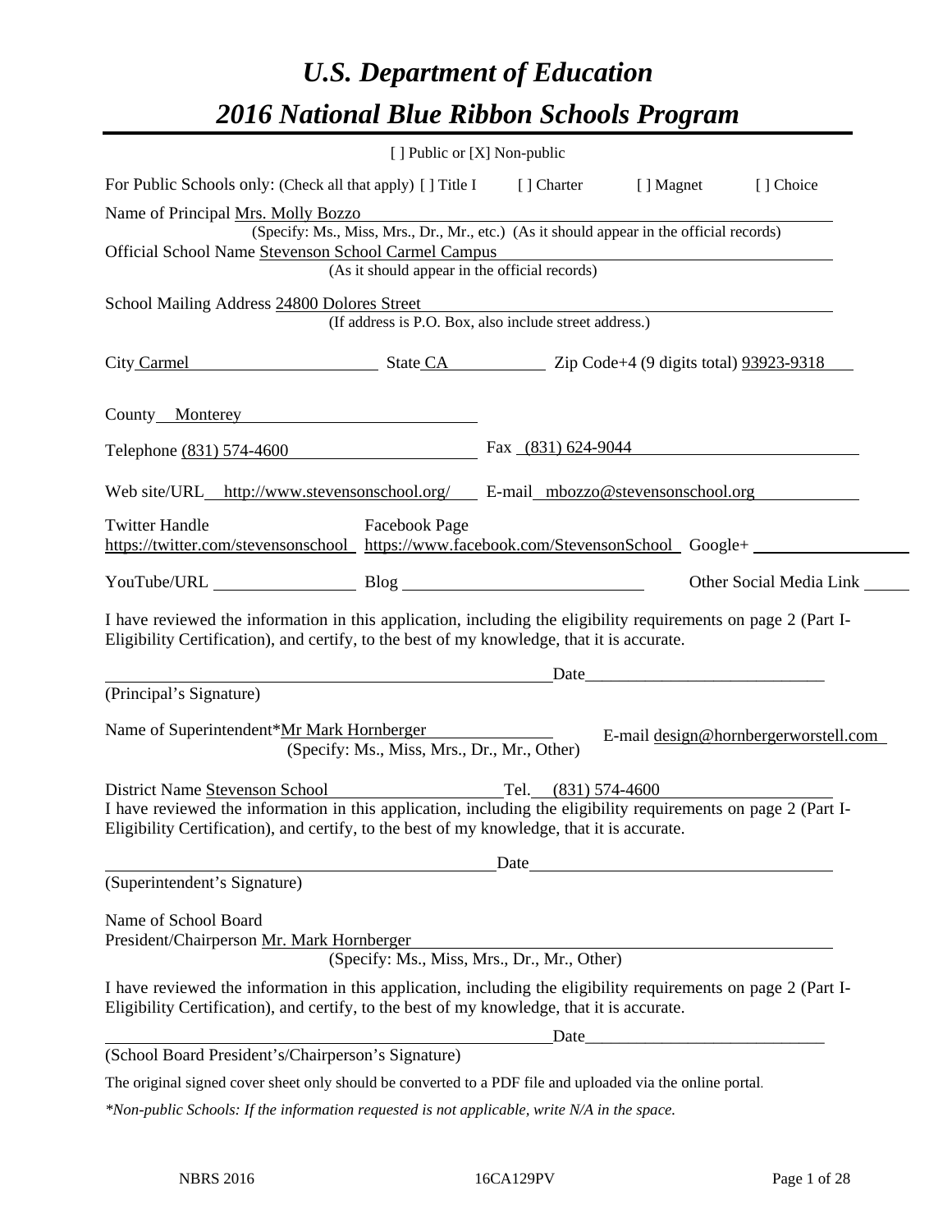# U.S. Department of Education

# 2016 National Blue Ribbon Schools Program

[ ] Public or [X] Non-public

For Public Schools only: (Check all that apply) [ ] Title I [ ] Charter [ ] Magnet [ ] Choice

Name of Principal Mrs. Molly Bozzo
(Specify: Ms., Miss, Mrs., Dr., Mr., etc.) (As it should appear in the official records)

Official School Name Stevenson School Carmel Campus
(As it should appear in the official records)

School Mailing Address 24800 Dolores Street
(If address is P.O. Box, also include street address.)

City Carmel State CA Zip Code+4 (9 digits total) 93923-9318

County Monterey

Telephone (831) 574-4600 Fax (831) 624-9044

Web site/URL http://www.stevensonschool.org/ E-mail mbozzo@stevensonschool.org

Twitter Handle https://twitter.com/stevensonschool Facebook Page https://www.facebook.com/StevensonSchool Google+

YouTube/URL Blog Other Social Media Link

I have reviewed the information in this application, including the eligibility requirements on page 2 (Part I-Eligibility Certification), and certify, to the best of my knowledge, that it is accurate.

Date

(Principal's Signature)

Name of Superintendent*Mr Mark Hornberger E-mail design@hornbergerworstell.com
(Specify: Ms., Miss, Mrs., Dr., Mr., Other)

District Name Stevenson School Tel. (831) 574-4600

I have reviewed the information in this application, including the eligibility requirements on page 2 (Part I-Eligibility Certification), and certify, to the best of my knowledge, that it is accurate.

Date

(Superintendent's Signature)

Name of School Board
President/Chairperson Mr. Mark Hornberger
(Specify: Ms., Miss, Mrs., Dr., Mr., Other)

I have reviewed the information in this application, including the eligibility requirements on page 2 (Part I-Eligibility Certification), and certify, to the best of my knowledge, that it is accurate.

Date

(School Board President's/Chairperson's Signature)

The original signed cover sheet only should be converted to a PDF file and uploaded via the online portal.

*\*Non-public Schools: If the information requested is not applicable, write N/A in the space.*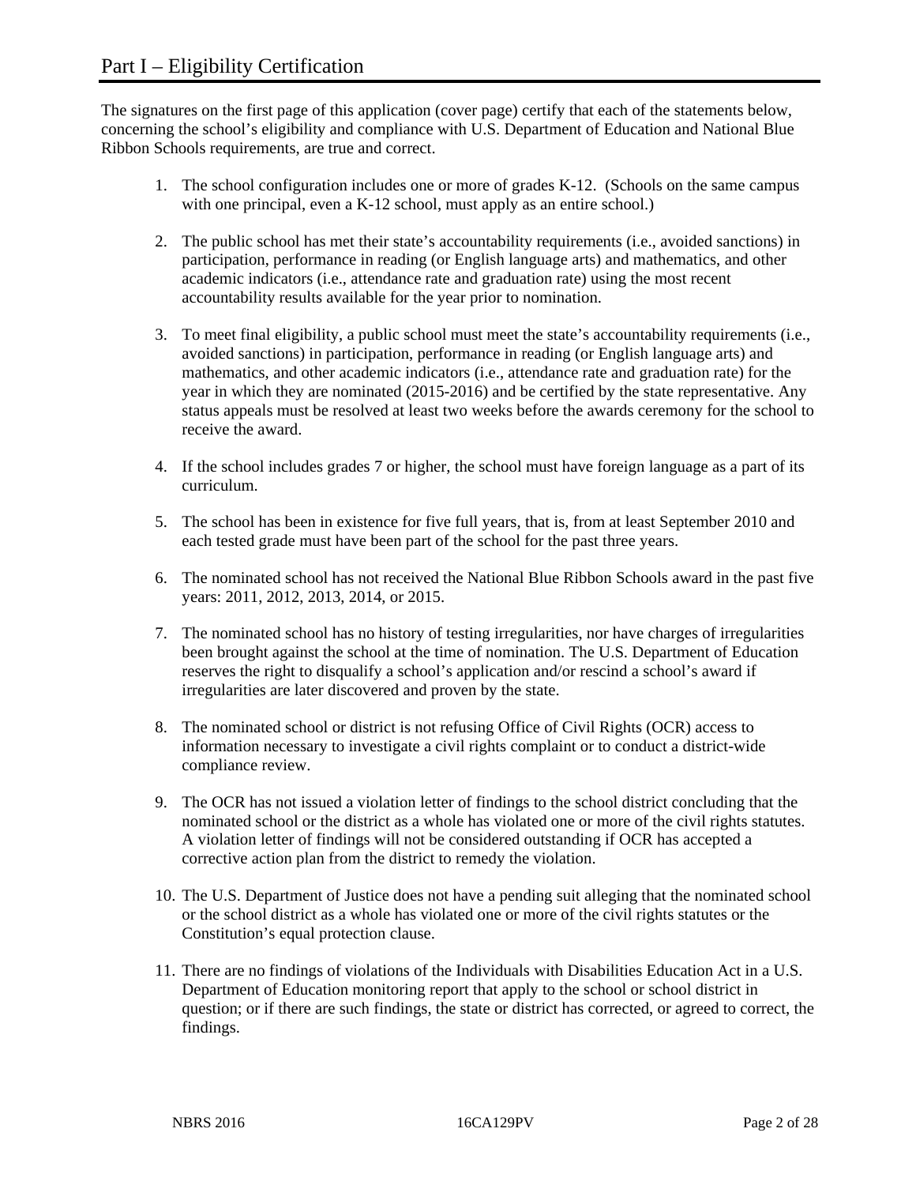# Part I – Eligibility Certification

The signatures on the first page of this application (cover page) certify that each of the statements below, concerning the school's eligibility and compliance with U.S. Department of Education and National Blue Ribbon Schools requirements, are true and correct.

1. The school configuration includes one or more of grades K-12. (Schools on the same campus with one principal, even a K-12 school, must apply as an entire school.)

2. The public school has met their state's accountability requirements (i.e., avoided sanctions) in participation, performance in reading (or English language arts) and mathematics, and other academic indicators (i.e., attendance rate and graduation rate) using the most recent accountability results available for the year prior to nomination.

3. To meet final eligibility, a public school must meet the state's accountability requirements (i.e., avoided sanctions) in participation, performance in reading (or English language arts) and mathematics, and other academic indicators (i.e., attendance rate and graduation rate) for the year in which they are nominated (2015-2016) and be certified by the state representative. Any status appeals must be resolved at least two weeks before the awards ceremony for the school to receive the award.

4. If the school includes grades 7 or higher, the school must have foreign language as a part of its curriculum.

5. The school has been in existence for five full years, that is, from at least September 2010 and each tested grade must have been part of the school for the past three years.

6. The nominated school has not received the National Blue Ribbon Schools award in the past five years: 2011, 2012, 2013, 2014, or 2015.

7. The nominated school has no history of testing irregularities, nor have charges of irregularities been brought against the school at the time of nomination. The U.S. Department of Education reserves the right to disqualify a school's application and/or rescind a school's award if irregularities are later discovered and proven by the state.

8. The nominated school or district is not refusing Office of Civil Rights (OCR) access to information necessary to investigate a civil rights complaint or to conduct a district-wide compliance review.

9. The OCR has not issued a violation letter of findings to the school district concluding that the nominated school or the district as a whole has violated one or more of the civil rights statutes. A violation letter of findings will not be considered outstanding if OCR has accepted a corrective action plan from the district to remedy the violation.

10. The U.S. Department of Justice does not have a pending suit alleging that the nominated school or the school district as a whole has violated one or more of the civil rights statutes or the Constitution's equal protection clause.

11. There are no findings of violations of the Individuals with Disabilities Education Act in a U.S. Department of Education monitoring report that apply to the school or school district in question; or if there are such findings, the state or district has corrected, or agreed to correct, the findings.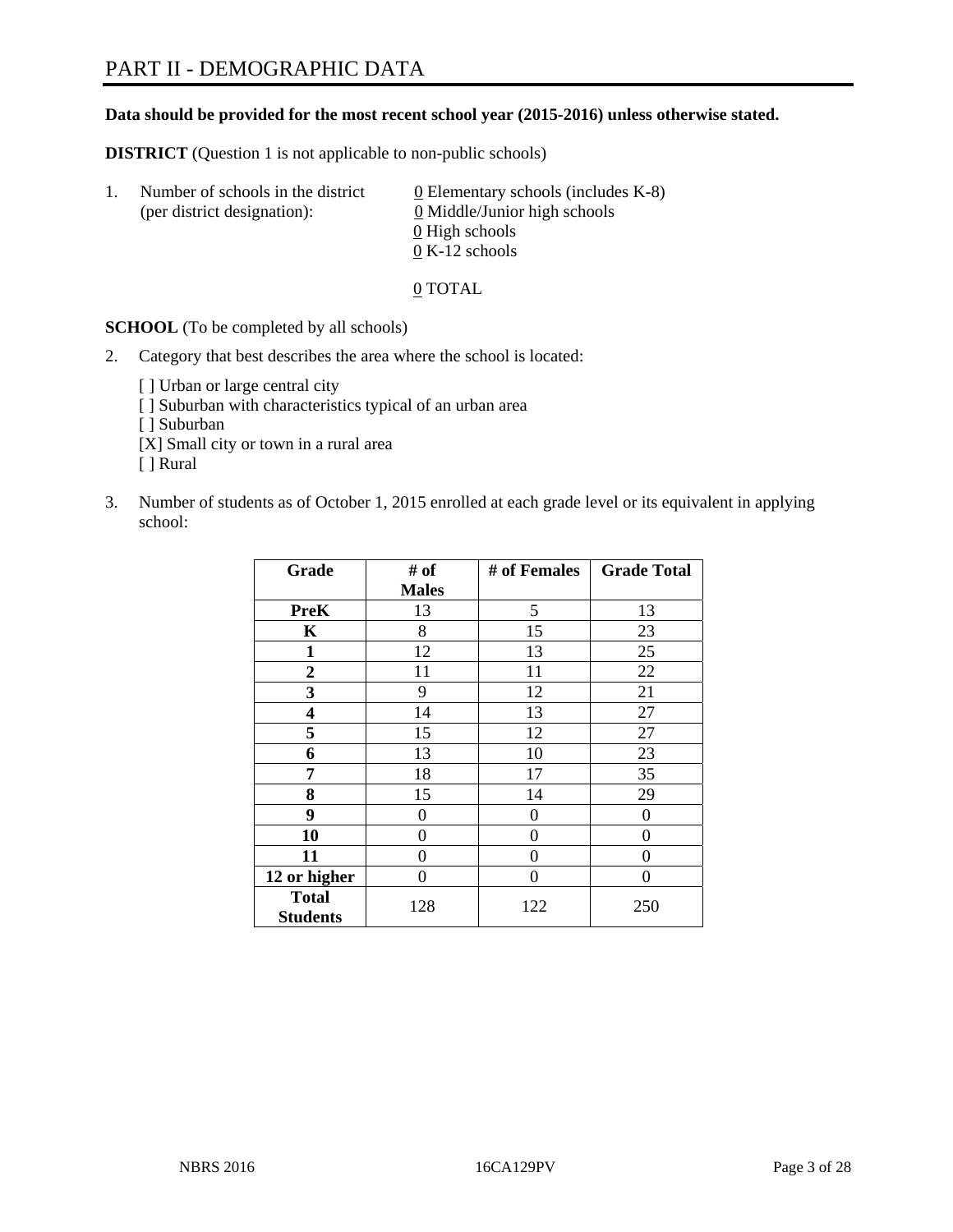# PART II - DEMOGRAPHIC DATA

**Data should be provided for the most recent school year (2015-2016) unless otherwise stated.**

**DISTRICT** (Question 1 is not applicable to non-public schools)

1. Number of schools in the district (per district designation):
   0 Elementary schools (includes K-8)
   0 Middle/Junior high schools
   0 High schools
   0 K-12 schools

   0 TOTAL

**SCHOOL** (To be completed by all schools)

2. Category that best describes the area where the school is located:

   [ ] Urban or large central city
   [ ] Suburban with characteristics typical of an urban area
   [ ] Suburban
   [X] Small city or town in a rural area
   [ ] Rural

3. Number of students as of October 1, 2015 enrolled at each grade level or its equivalent in applying school:

| Grade | # of Males | # of Females | Grade Total |
|---|---|---|---|
| **PreK** | 13 | 5 | 13 |
| **K** | 8 | 15 | 23 |
| **1** | 12 | 13 | 25 |
| **2** | 11 | 11 | 22 |
| **3** | 9 | 12 | 21 |
| **4** | 14 | 13 | 27 |
| **5** | 15 | 12 | 27 |
| **6** | 13 | 10 | 23 |
| **7** | 18 | 17 | 35 |
| **8** | 15 | 14 | 29 |
| **9** | 0 | 0 | 0 |
| **10** | 0 | 0 | 0 |
| **11** | 0 | 0 | 0 |
| **12 or higher** | 0 | 0 | 0 |
| **Total Students** | 128 | 122 | 250 |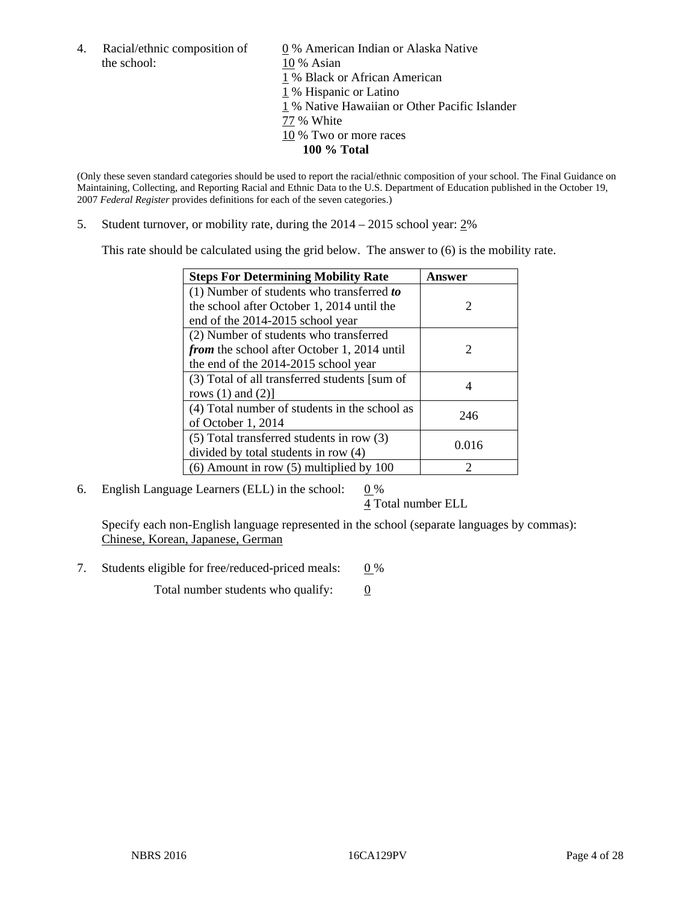4. Racial/ethnic composition of the school:

0 % American Indian or Alaska Native
10 % Asian
1 % Black or African American
1 % Hispanic or Latino
1 % Native Hawaiian or Other Pacific Islander
77 % White
10 % Two or more races
**100 % Total**

(Only these seven standard categories should be used to report the racial/ethnic composition of your school. The Final Guidance on Maintaining, Collecting, and Reporting Racial and Ethnic Data to the U.S. Department of Education published in the October 19, 2007 *Federal Register* provides definitions for each of the seven categories.)

5. Student turnover, or mobility rate, during the 2014 – 2015 school year: 2%

This rate should be calculated using the grid below. The answer to (6) is the mobility rate.

| Steps For Determining Mobility Rate | Answer |
|---|---|
| (1) Number of students who transferred ***to*** the school after October 1, 2014 until the end of the 2014-2015 school year | 2 |
| (2) Number of students who transferred ***from*** the school after October 1, 2014 until the end of the 2014-2015 school year | 2 |
| (3) Total of all transferred students [sum of rows (1) and (2)] | 4 |
| (4) Total number of students in the school as of October 1, 2014 | 246 |
| (5) Total transferred students in row (3) divided by total students in row (4) | 0.016 |
| (6) Amount in row (5) multiplied by 100 | 2 |

6. English Language Learners (ELL) in the school: 0 %
4 Total number ELL

Specify each non-English language represented in the school (separate languages by commas):
Chinese, Korean, Japanese, German

7. Students eligible for free/reduced-priced meals: 0 %

Total number students who qualify: 0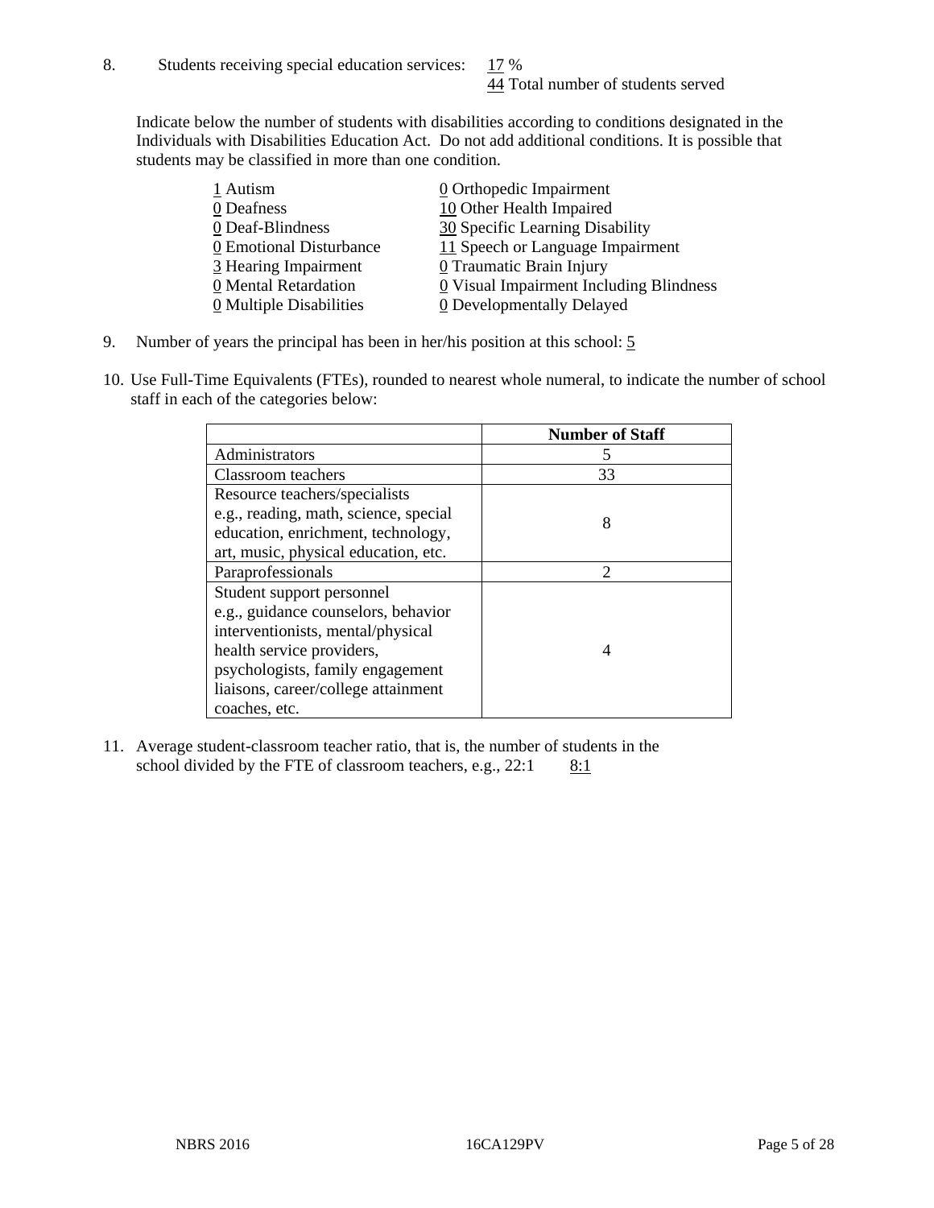8. Students receiving special education services: 17 %
   44 Total number of students served

Indicate below the number of students with disabilities according to conditions designated in the Individuals with Disabilities Education Act. Do not add additional conditions. It is possible that students may be classified in more than one condition.

| | |
|---|---|
| 1 Autism | 0 Orthopedic Impairment |
| 0 Deafness | 10 Other Health Impaired |
| 0 Deaf-Blindness | 30 Specific Learning Disability |
| 0 Emotional Disturbance | 11 Speech or Language Impairment |
| 3 Hearing Impairment | 0 Traumatic Brain Injury |
| 0 Mental Retardation | 0 Visual Impairment Including Blindness |
| 0 Multiple Disabilities | 0 Developmentally Delayed |

9. Number of years the principal has been in her/his position at this school: 5

10. Use Full-Time Equivalents (FTEs), rounded to nearest whole numeral, to indicate the number of school staff in each of the categories below:

| | Number of Staff |
|---|---|
| Administrators | 5 |
| Classroom teachers | 33 |
| Resource teachers/specialists e.g., reading, math, science, special education, enrichment, technology, art, music, physical education, etc. | 8 |
| Paraprofessionals | 2 |
| Student support personnel e.g., guidance counselors, behavior interventionists, mental/physical health service providers, psychologists, family engagement liaisons, career/college attainment coaches, etc. | 4 |

11. Average student-classroom teacher ratio, that is, the number of students in the school divided by the FTE of classroom teachers, e.g., 22:1 8:1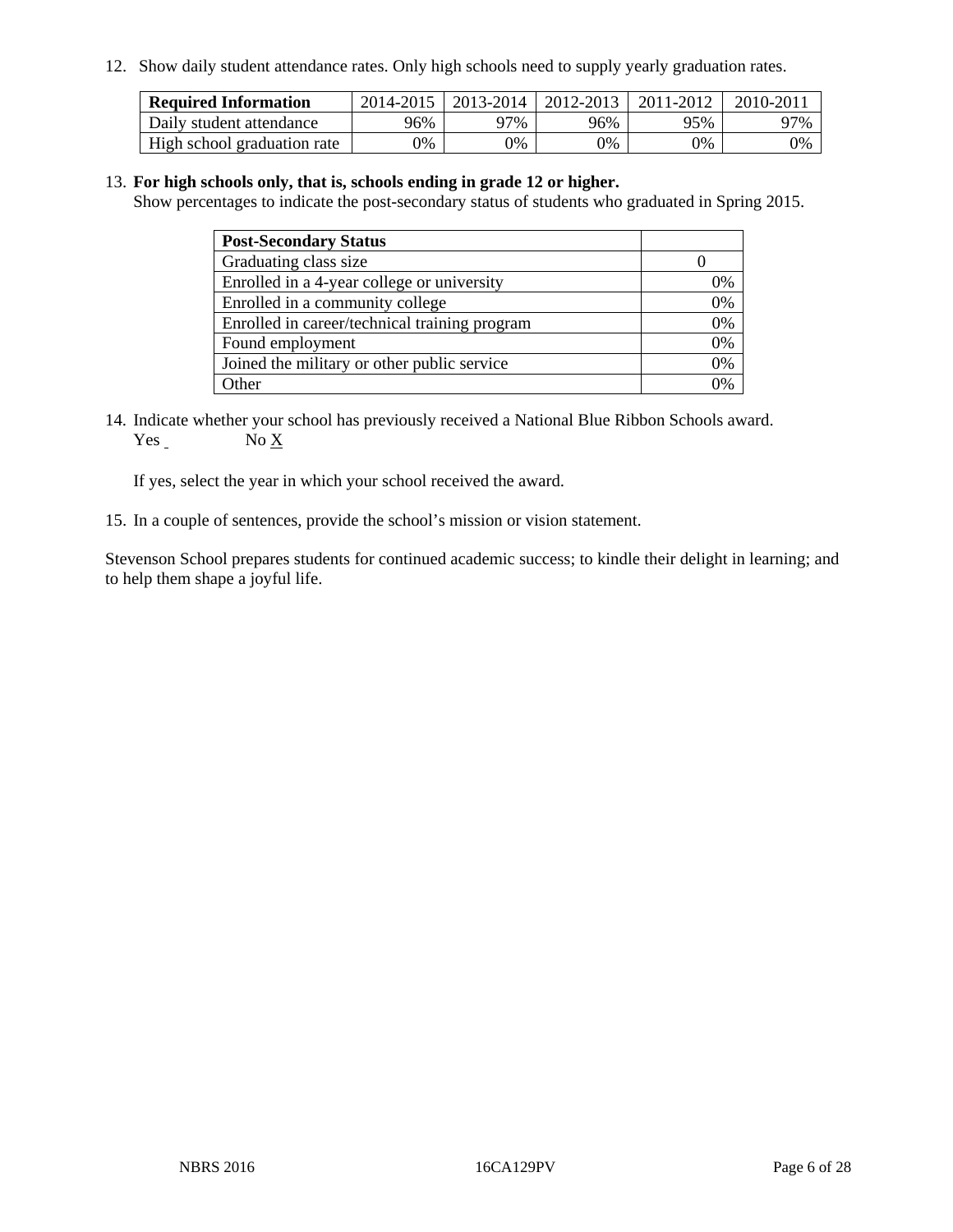12. Show daily student attendance rates. Only high schools need to supply yearly graduation rates.

| **Required Information** | 2014-2015 | 2013-2014 | 2012-2013 | 2011-2012 | 2010-2011 |
|---|---|---|---|---|---|
| Daily student attendance | 96% | 97% | 96% | 95% | 97% |
| High school graduation rate | 0% | 0% | 0% | 0% | 0% |

13. **For high schools only, that is, schools ending in grade 12 or higher.**
Show percentages to indicate the post-secondary status of students who graduated in Spring 2015.

| **Post-Secondary Status** | |
|---|---|
| Graduating class size | 0 |
| Enrolled in a 4-year college or university | 0% |
| Enrolled in a community college | 0% |
| Enrolled in career/technical training program | 0% |
| Found employment | 0% |
| Joined the military or other public service | 0% |
| Other | 0% |

14. Indicate whether your school has previously received a National Blue Ribbon Schools award.
Yes      No X

If yes, select the year in which your school received the award.

15. In a couple of sentences, provide the school's mission or vision statement.

Stevenson School prepares students for continued academic success; to kindle their delight in learning; and to help them shape a joyful life.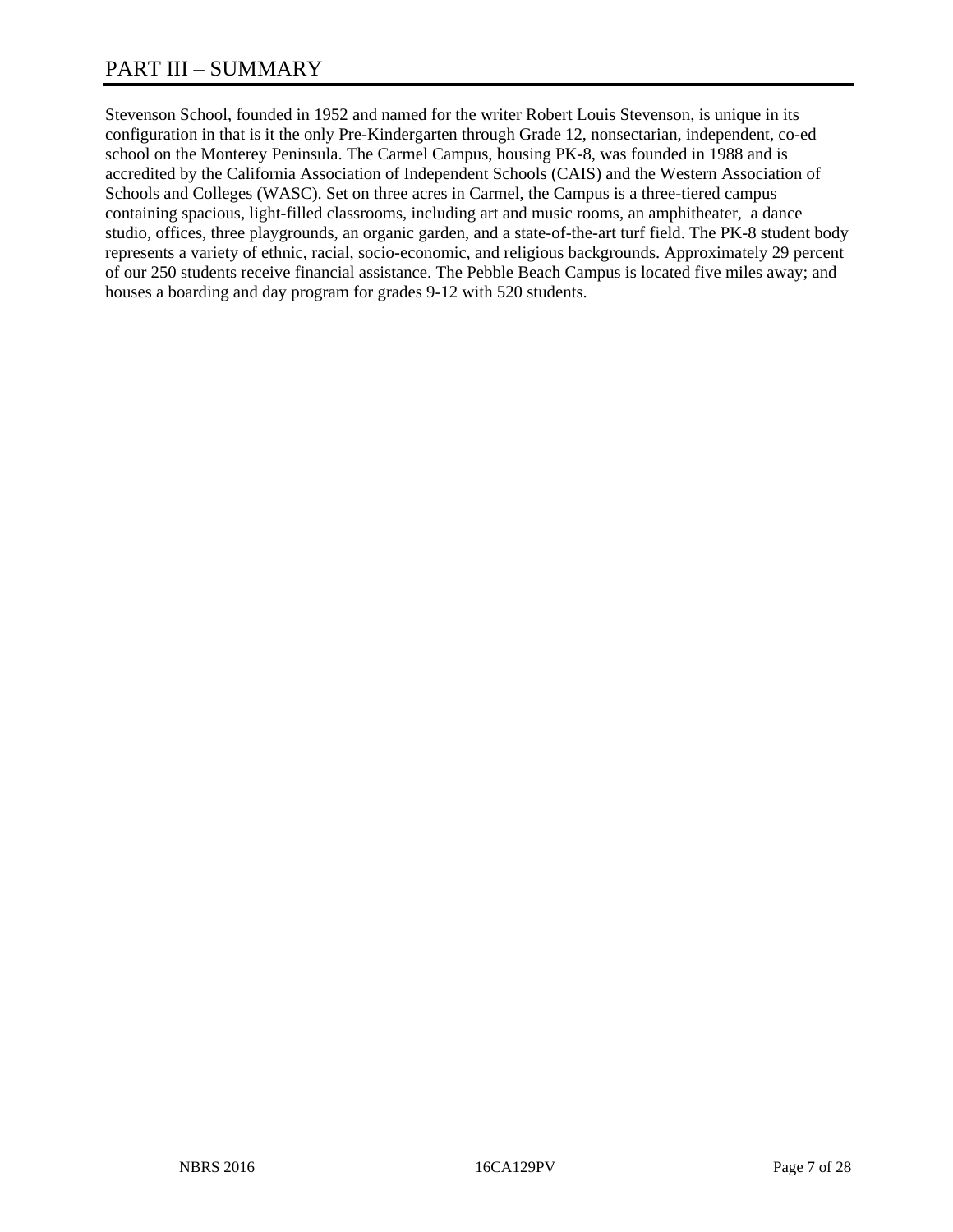# PART III – SUMMARY

Stevenson School, founded in 1952 and named for the writer Robert Louis Stevenson, is unique in its configuration in that is it the only Pre-Kindergarten through Grade 12, nonsectarian, independent, co-ed school on the Monterey Peninsula. The Carmel Campus, housing PK-8, was founded in 1988 and is accredited by the California Association of Independent Schools (CAIS) and the Western Association of Schools and Colleges (WASC). Set on three acres in Carmel, the Campus is a three-tiered campus containing spacious, light-filled classrooms, including art and music rooms, an amphitheater, a dance studio, offices, three playgrounds, an organic garden, and a state-of-the-art turf field. The PK-8 student body represents a variety of ethnic, racial, socio-economic, and religious backgrounds. Approximately 29 percent of our 250 students receive financial assistance. The Pebble Beach Campus is located five miles away; and houses a boarding and day program for grades 9-12 with 520 students.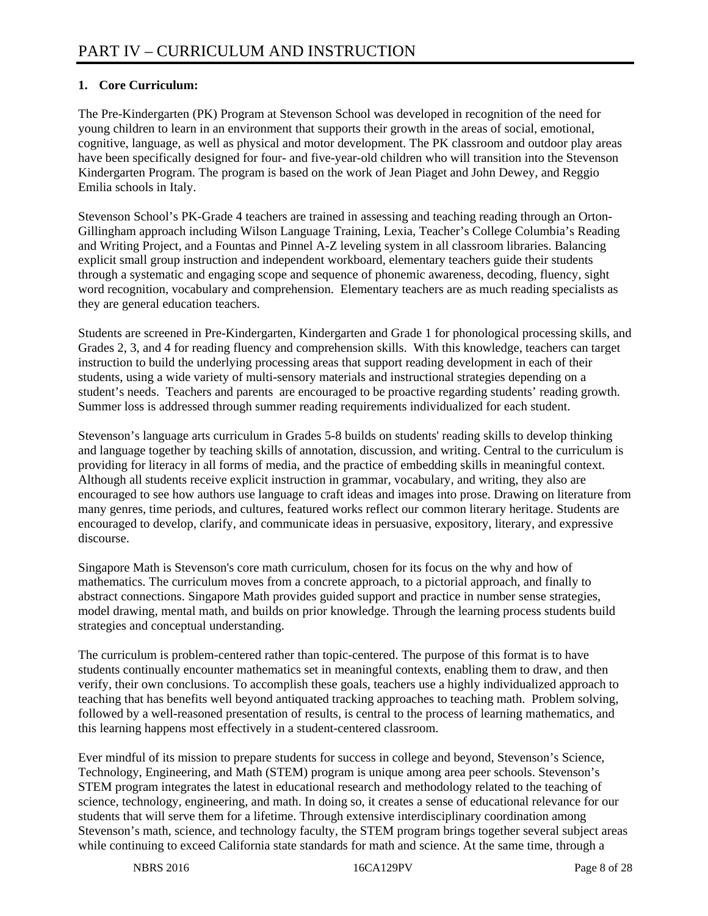# PART IV – CURRICULUM AND INSTRUCTION

**1. Core Curriculum:**

The Pre-Kindergarten (PK) Program at Stevenson School was developed in recognition of the need for young children to learn in an environment that supports their growth in the areas of social, emotional, cognitive, language, as well as physical and motor development. The PK classroom and outdoor play areas have been specifically designed for four- and five-year-old children who will transition into the Stevenson Kindergarten Program. The program is based on the work of Jean Piaget and John Dewey, and Reggio Emilia schools in Italy.

Stevenson School's PK-Grade 4 teachers are trained in assessing and teaching reading through an Orton-Gillingham approach including Wilson Language Training, Lexia, Teacher's College Columbia's Reading and Writing Project, and a Fountas and Pinnel A-Z leveling system in all classroom libraries. Balancing explicit small group instruction and independent workboard, elementary teachers guide their students through a systematic and engaging scope and sequence of phonemic awareness, decoding, fluency, sight word recognition, vocabulary and comprehension. Elementary teachers are as much reading specialists as they are general education teachers.

Students are screened in Pre-Kindergarten, Kindergarten and Grade 1 for phonological processing skills, and Grades 2, 3, and 4 for reading fluency and comprehension skills. With this knowledge, teachers can target instruction to build the underlying processing areas that support reading development in each of their students, using a wide variety of multi-sensory materials and instructional strategies depending on a student's needs. Teachers and parents are encouraged to be proactive regarding students' reading growth. Summer loss is addressed through summer reading requirements individualized for each student.

Stevenson's language arts curriculum in Grades 5-8 builds on students' reading skills to develop thinking and language together by teaching skills of annotation, discussion, and writing. Central to the curriculum is providing for literacy in all forms of media, and the practice of embedding skills in meaningful context. Although all students receive explicit instruction in grammar, vocabulary, and writing, they also are encouraged to see how authors use language to craft ideas and images into prose. Drawing on literature from many genres, time periods, and cultures, featured works reflect our common literary heritage. Students are encouraged to develop, clarify, and communicate ideas in persuasive, expository, literary, and expressive discourse.

Singapore Math is Stevenson's core math curriculum, chosen for its focus on the why and how of mathematics. The curriculum moves from a concrete approach, to a pictorial approach, and finally to abstract connections. Singapore Math provides guided support and practice in number sense strategies, model drawing, mental math, and builds on prior knowledge. Through the learning process students build strategies and conceptual understanding.

The curriculum is problem-centered rather than topic-centered. The purpose of this format is to have students continually encounter mathematics set in meaningful contexts, enabling them to draw, and then verify, their own conclusions. To accomplish these goals, teachers use a highly individualized approach to teaching that has benefits well beyond antiquated tracking approaches to teaching math. Problem solving, followed by a well-reasoned presentation of results, is central to the process of learning mathematics, and this learning happens most effectively in a student-centered classroom.

Ever mindful of its mission to prepare students for success in college and beyond, Stevenson's Science, Technology, Engineering, and Math (STEM) program is unique among area peer schools. Stevenson's STEM program integrates the latest in educational research and methodology related to the teaching of science, technology, engineering, and math. In doing so, it creates a sense of educational relevance for our students that will serve them for a lifetime. Through extensive interdisciplinary coordination among Stevenson's math, science, and technology faculty, the STEM program brings together several subject areas while continuing to exceed California state standards for math and science. At the same time, through a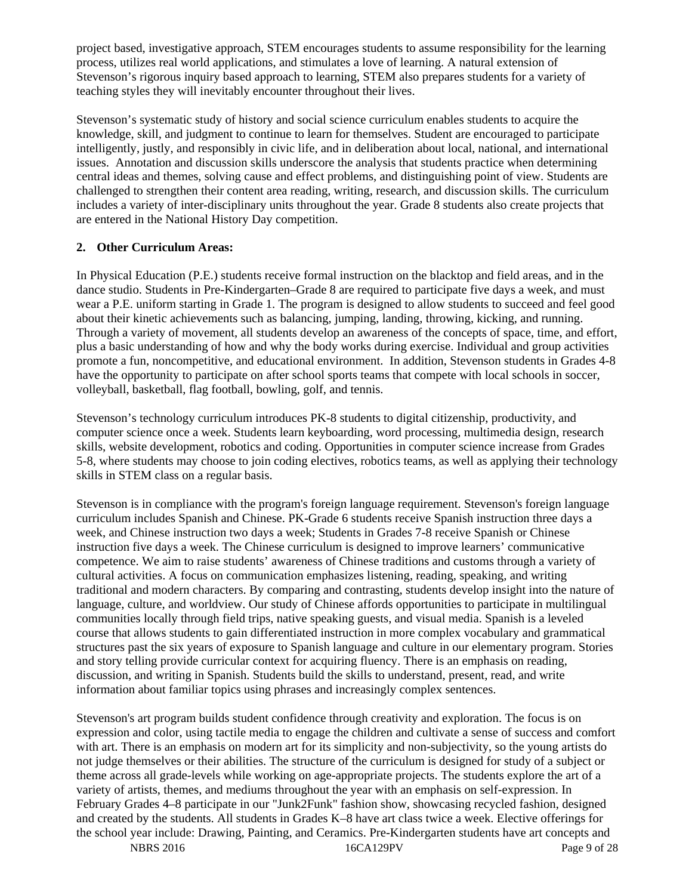project based, investigative approach, STEM encourages students to assume responsibility for the learning process, utilizes real world applications, and stimulates a love of learning. A natural extension of Stevenson's rigorous inquiry based approach to learning, STEM also prepares students for a variety of teaching styles they will inevitably encounter throughout their lives.

Stevenson's systematic study of history and social science curriculum enables students to acquire the knowledge, skill, and judgment to continue to learn for themselves. Student are encouraged to participate intelligently, justly, and responsibly in civic life, and in deliberation about local, national, and international issues. Annotation and discussion skills underscore the analysis that students practice when determining central ideas and themes, solving cause and effect problems, and distinguishing point of view. Students are challenged to strengthen their content area reading, writing, research, and discussion skills. The curriculum includes a variety of inter-disciplinary units throughout the year. Grade 8 students also create projects that are entered in the National History Day competition.

**2. Other Curriculum Areas:**

In Physical Education (P.E.) students receive formal instruction on the blacktop and field areas, and in the dance studio. Students in Pre-Kindergarten–Grade 8 are required to participate five days a week, and must wear a P.E. uniform starting in Grade 1. The program is designed to allow students to succeed and feel good about their kinetic achievements such as balancing, jumping, landing, throwing, kicking, and running. Through a variety of movement, all students develop an awareness of the concepts of space, time, and effort, plus a basic understanding of how and why the body works during exercise. Individual and group activities promote a fun, noncompetitive, and educational environment. In addition, Stevenson students in Grades 4-8 have the opportunity to participate on after school sports teams that compete with local schools in soccer, volleyball, basketball, flag football, bowling, golf, and tennis.

Stevenson's technology curriculum introduces PK-8 students to digital citizenship, productivity, and computer science once a week. Students learn keyboarding, word processing, multimedia design, research skills, website development, robotics and coding. Opportunities in computer science increase from Grades 5-8, where students may choose to join coding electives, robotics teams, as well as applying their technology skills in STEM class on a regular basis.

Stevenson is in compliance with the program's foreign language requirement. Stevenson's foreign language curriculum includes Spanish and Chinese. PK-Grade 6 students receive Spanish instruction three days a week, and Chinese instruction two days a week; Students in Grades 7-8 receive Spanish or Chinese instruction five days a week. The Chinese curriculum is designed to improve learners' communicative competence. We aim to raise students' awareness of Chinese traditions and customs through a variety of cultural activities. A focus on communication emphasizes listening, reading, speaking, and writing traditional and modern characters. By comparing and contrasting, students develop insight into the nature of language, culture, and worldview. Our study of Chinese affords opportunities to participate in multilingual communities locally through field trips, native speaking guests, and visual media. Spanish is a leveled course that allows students to gain differentiated instruction in more complex vocabulary and grammatical structures past the six years of exposure to Spanish language and culture in our elementary program. Stories and story telling provide curricular context for acquiring fluency. There is an emphasis on reading, discussion, and writing in Spanish. Students build the skills to understand, present, read, and write information about familiar topics using phrases and increasingly complex sentences.

Stevenson's art program builds student confidence through creativity and exploration. The focus is on expression and color, using tactile media to engage the children and cultivate a sense of success and comfort with art. There is an emphasis on modern art for its simplicity and non-subjectivity, so the young artists do not judge themselves or their abilities. The structure of the curriculum is designed for study of a subject or theme across all grade-levels while working on age-appropriate projects. The students explore the art of a variety of artists, themes, and mediums throughout the year with an emphasis on self-expression. In February Grades 4–8 participate in our "Junk2Funk" fashion show, showcasing recycled fashion, designed and created by the students. All students in Grades K–8 have art class twice a week. Elective offerings for the school year include: Drawing, Painting, and Ceramics. Pre-Kindergarten students have art concepts and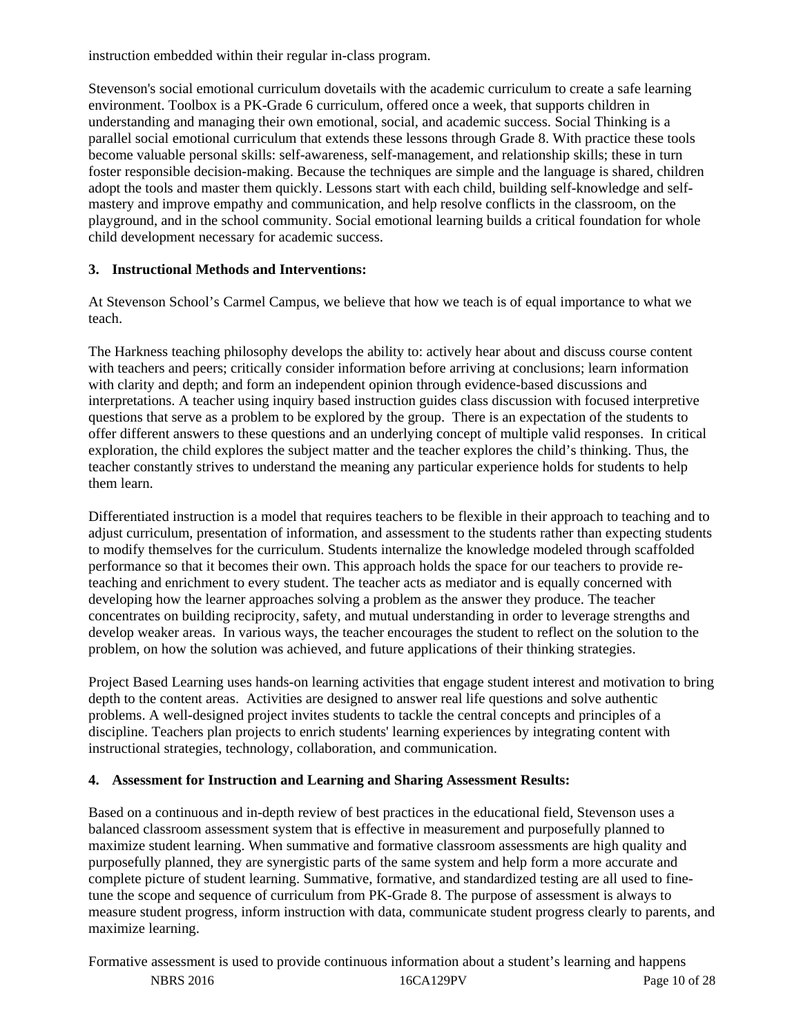instruction embedded within their regular in-class program.

Stevenson's social emotional curriculum dovetails with the academic curriculum to create a safe learning environment. Toolbox is a PK-Grade 6 curriculum, offered once a week, that supports children in understanding and managing their own emotional, social, and academic success. Social Thinking is a parallel social emotional curriculum that extends these lessons through Grade 8. With practice these tools become valuable personal skills: self-awareness, self-management, and relationship skills; these in turn foster responsible decision-making. Because the techniques are simple and the language is shared, children adopt the tools and master them quickly. Lessons start with each child, building self-knowledge and self-mastery and improve empathy and communication, and help resolve conflicts in the classroom, on the playground, and in the school community. Social emotional learning builds a critical foundation for whole child development necessary for academic success.

**3. Instructional Methods and Interventions:**

At Stevenson School's Carmel Campus, we believe that how we teach is of equal importance to what we teach.

The Harkness teaching philosophy develops the ability to: actively hear about and discuss course content with teachers and peers; critically consider information before arriving at conclusions; learn information with clarity and depth; and form an independent opinion through evidence-based discussions and interpretations. A teacher using inquiry based instruction guides class discussion with focused interpretive questions that serve as a problem to be explored by the group. There is an expectation of the students to offer different answers to these questions and an underlying concept of multiple valid responses. In critical exploration, the child explores the subject matter and the teacher explores the child's thinking. Thus, the teacher constantly strives to understand the meaning any particular experience holds for students to help them learn.

Differentiated instruction is a model that requires teachers to be flexible in their approach to teaching and to adjust curriculum, presentation of information, and assessment to the students rather than expecting students to modify themselves for the curriculum. Students internalize the knowledge modeled through scaffolded performance so that it becomes their own. This approach holds the space for our teachers to provide re-teaching and enrichment to every student. The teacher acts as mediator and is equally concerned with developing how the learner approaches solving a problem as the answer they produce. The teacher concentrates on building reciprocity, safety, and mutual understanding in order to leverage strengths and develop weaker areas. In various ways, the teacher encourages the student to reflect on the solution to the problem, on how the solution was achieved, and future applications of their thinking strategies.

Project Based Learning uses hands-on learning activities that engage student interest and motivation to bring depth to the content areas. Activities are designed to answer real life questions and solve authentic problems. A well-designed project invites students to tackle the central concepts and principles of a discipline. Teachers plan projects to enrich students' learning experiences by integrating content with instructional strategies, technology, collaboration, and communication.

**4. Assessment for Instruction and Learning and Sharing Assessment Results:**

Based on a continuous and in-depth review of best practices in the educational field, Stevenson uses a balanced classroom assessment system that is effective in measurement and purposefully planned to maximize student learning. When summative and formative classroom assessments are high quality and purposefully planned, they are synergistic parts of the same system and help form a more accurate and complete picture of student learning. Summative, formative, and standardized testing are all used to fine-tune the scope and sequence of curriculum from PK-Grade 8. The purpose of assessment is always to measure student progress, inform instruction with data, communicate student progress clearly to parents, and maximize learning.

Formative assessment is used to provide continuous information about a student's learning and happens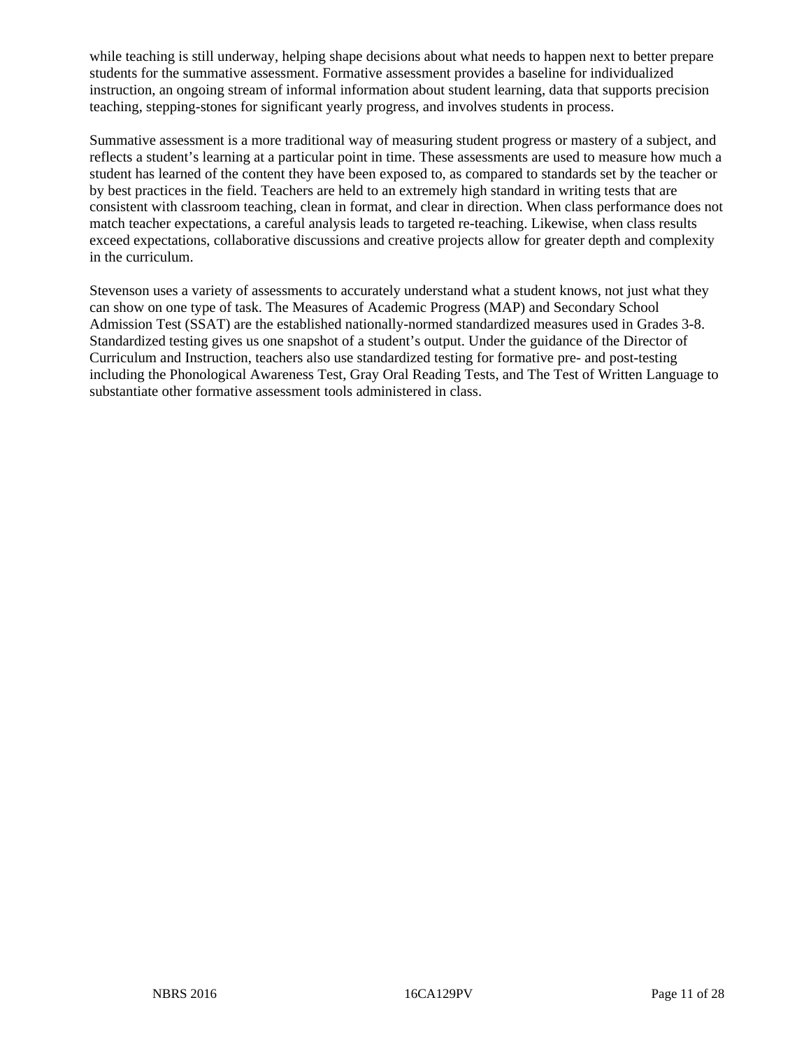while teaching is still underway, helping shape decisions about what needs to happen next to better prepare students for the summative assessment. Formative assessment provides a baseline for individualized instruction, an ongoing stream of informal information about student learning, data that supports precision teaching, stepping-stones for significant yearly progress, and involves students in process.

Summative assessment is a more traditional way of measuring student progress or mastery of a subject, and reflects a student's learning at a particular point in time. These assessments are used to measure how much a student has learned of the content they have been exposed to, as compared to standards set by the teacher or by best practices in the field. Teachers are held to an extremely high standard in writing tests that are consistent with classroom teaching, clean in format, and clear in direction. When class performance does not match teacher expectations, a careful analysis leads to targeted re-teaching. Likewise, when class results exceed expectations, collaborative discussions and creative projects allow for greater depth and complexity in the curriculum.

Stevenson uses a variety of assessments to accurately understand what a student knows, not just what they can show on one type of task. The Measures of Academic Progress (MAP) and Secondary School Admission Test (SSAT) are the established nationally-normed standardized measures used in Grades 3-8. Standardized testing gives us one snapshot of a student's output. Under the guidance of the Director of Curriculum and Instruction, teachers also use standardized testing for formative pre- and post-testing including the Phonological Awareness Test, Gray Oral Reading Tests, and The Test of Written Language to substantiate other formative assessment tools administered in class.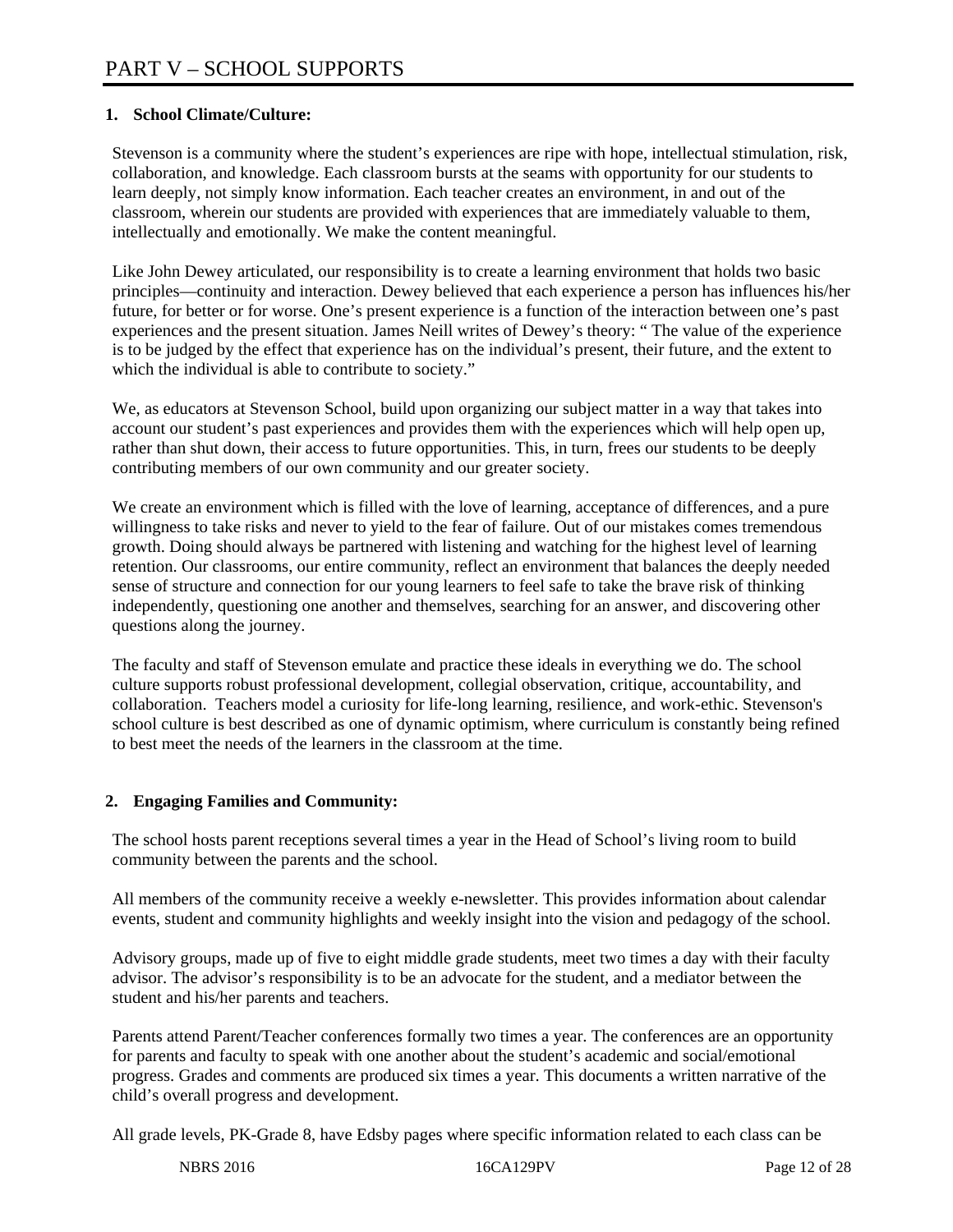# PART V – SCHOOL SUPPORTS

**1. School Climate/Culture:**

Stevenson is a community where the student's experiences are ripe with hope, intellectual stimulation, risk, collaboration, and knowledge. Each classroom bursts at the seams with opportunity for our students to learn deeply, not simply know information. Each teacher creates an environment, in and out of the classroom, wherein our students are provided with experiences that are immediately valuable to them, intellectually and emotionally. We make the content meaningful.

Like John Dewey articulated, our responsibility is to create a learning environment that holds two basic principles—continuity and interaction. Dewey believed that each experience a person has influences his/her future, for better or for worse. One's present experience is a function of the interaction between one's past experiences and the present situation. James Neill writes of Dewey's theory: " The value of the experience is to be judged by the effect that experience has on the individual's present, their future, and the extent to which the individual is able to contribute to society."

We, as educators at Stevenson School, build upon organizing our subject matter in a way that takes into account our student's past experiences and provides them with the experiences which will help open up, rather than shut down, their access to future opportunities. This, in turn, frees our students to be deeply contributing members of our own community and our greater society.

We create an environment which is filled with the love of learning, acceptance of differences, and a pure willingness to take risks and never to yield to the fear of failure. Out of our mistakes comes tremendous growth. Doing should always be partnered with listening and watching for the highest level of learning retention. Our classrooms, our entire community, reflect an environment that balances the deeply needed sense of structure and connection for our young learners to feel safe to take the brave risk of thinking independently, questioning one another and themselves, searching for an answer, and discovering other questions along the journey.

The faculty and staff of Stevenson emulate and practice these ideals in everything we do. The school culture supports robust professional development, collegial observation, critique, accountability, and collaboration. Teachers model a curiosity for life-long learning, resilience, and work-ethic. Stevenson's school culture is best described as one of dynamic optimism, where curriculum is constantly being refined to best meet the needs of the learners in the classroom at the time.

**2. Engaging Families and Community:**

The school hosts parent receptions several times a year in the Head of School's living room to build community between the parents and the school.

All members of the community receive a weekly e-newsletter. This provides information about calendar events, student and community highlights and weekly insight into the vision and pedagogy of the school.

Advisory groups, made up of five to eight middle grade students, meet two times a day with their faculty advisor. The advisor's responsibility is to be an advocate for the student, and a mediator between the student and his/her parents and teachers.

Parents attend Parent/Teacher conferences formally two times a year. The conferences are an opportunity for parents and faculty to speak with one another about the student's academic and social/emotional progress. Grades and comments are produced six times a year. This documents a written narrative of the child's overall progress and development.

All grade levels, PK-Grade 8, have Edsby pages where specific information related to each class can be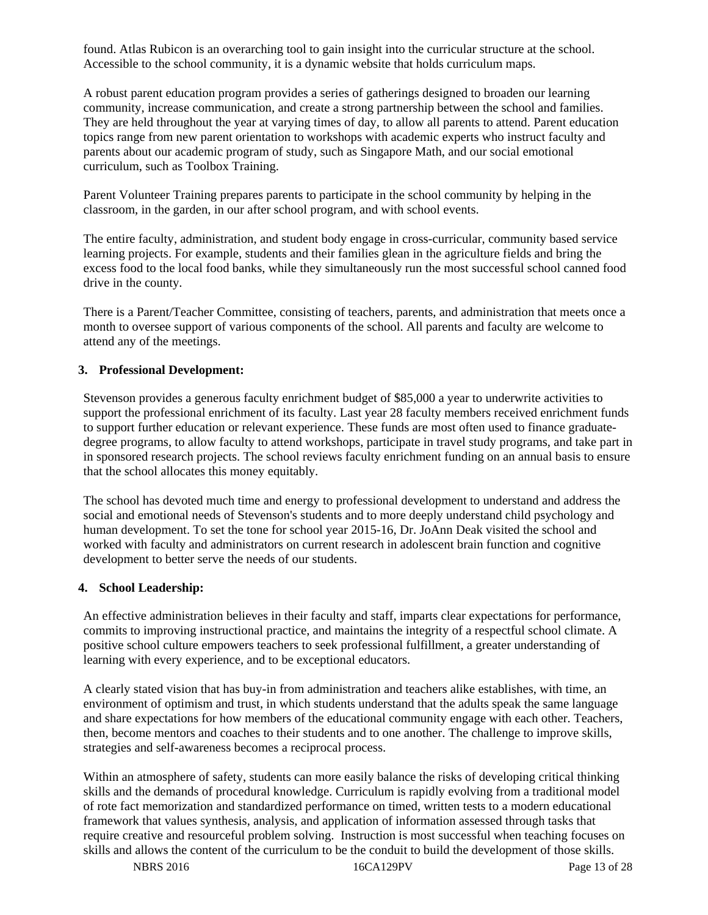found. Atlas Rubicon is an overarching tool to gain insight into the curricular structure at the school. Accessible to the school community, it is a dynamic website that holds curriculum maps.

A robust parent education program provides a series of gatherings designed to broaden our learning community, increase communication, and create a strong partnership between the school and families. They are held throughout the year at varying times of day, to allow all parents to attend. Parent education topics range from new parent orientation to workshops with academic experts who instruct faculty and parents about our academic program of study, such as Singapore Math, and our social emotional curriculum, such as Toolbox Training.

Parent Volunteer Training prepares parents to participate in the school community by helping in the classroom, in the garden, in our after school program, and with school events.

The entire faculty, administration, and student body engage in cross-curricular, community based service learning projects. For example, students and their families glean in the agriculture fields and bring the excess food to the local food banks, while they simultaneously run the most successful school canned food drive in the county.

There is a Parent/Teacher Committee, consisting of teachers, parents, and administration that meets once a month to oversee support of various components of the school. All parents and faculty are welcome to attend any of the meetings.

**3. Professional Development:**

Stevenson provides a generous faculty enrichment budget of $85,000 a year to underwrite activities to support the professional enrichment of its faculty. Last year 28 faculty members received enrichment funds to support further education or relevant experience. These funds are most often used to finance graduate-degree programs, to allow faculty to attend workshops, participate in travel study programs, and take part in in sponsored research projects. The school reviews faculty enrichment funding on an annual basis to ensure that the school allocates this money equitably.

The school has devoted much time and energy to professional development to understand and address the social and emotional needs of Stevenson's students and to more deeply understand child psychology and human development. To set the tone for school year 2015-16, Dr. JoAnn Deak visited the school and worked with faculty and administrators on current research in adolescent brain function and cognitive development to better serve the needs of our students.

**4. School Leadership:**

An effective administration believes in their faculty and staff, imparts clear expectations for performance, commits to improving instructional practice, and maintains the integrity of a respectful school climate. A positive school culture empowers teachers to seek professional fulfillment, a greater understanding of learning with every experience, and to be exceptional educators.

A clearly stated vision that has buy-in from administration and teachers alike establishes, with time, an environment of optimism and trust, in which students understand that the adults speak the same language and share expectations for how members of the educational community engage with each other. Teachers, then, become mentors and coaches to their students and to one another. The challenge to improve skills, strategies and self-awareness becomes a reciprocal process.

Within an atmosphere of safety, students can more easily balance the risks of developing critical thinking skills and the demands of procedural knowledge. Curriculum is rapidly evolving from a traditional model of rote fact memorization and standardized performance on timed, written tests to a modern educational framework that values synthesis, analysis, and application of information assessed through tasks that require creative and resourceful problem solving. Instruction is most successful when teaching focuses on skills and allows the content of the curriculum to be the conduit to build the development of those skills.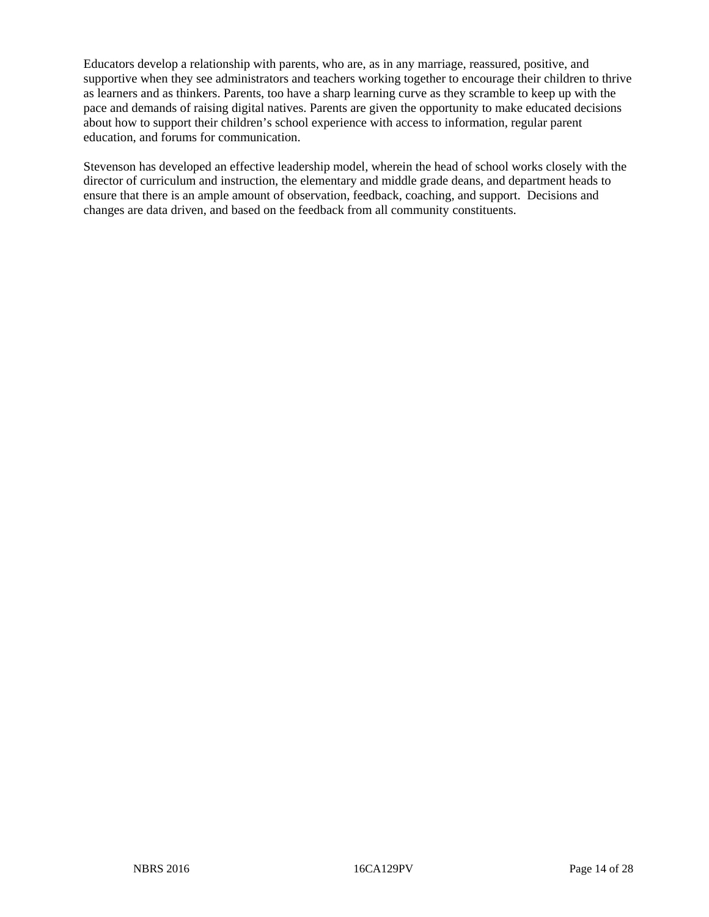Educators develop a relationship with parents, who are, as in any marriage, reassured, positive, and supportive when they see administrators and teachers working together to encourage their children to thrive as learners and as thinkers. Parents, too have a sharp learning curve as they scramble to keep up with the pace and demands of raising digital natives. Parents are given the opportunity to make educated decisions about how to support their children's school experience with access to information, regular parent education, and forums for communication.

Stevenson has developed an effective leadership model, wherein the head of school works closely with the director of curriculum and instruction, the elementary and middle grade deans, and department heads to ensure that there is an ample amount of observation, feedback, coaching, and support. Decisions and changes are data driven, and based on the feedback from all community constituents.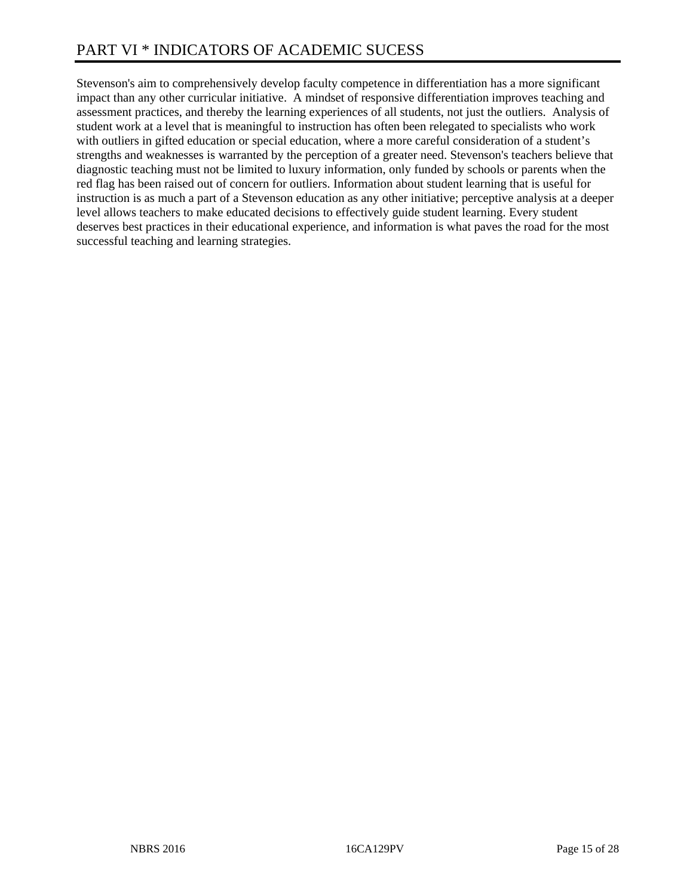# PART VI * INDICATORS OF ACADEMIC SUCESS

Stevenson's aim to comprehensively develop faculty competence in differentiation has a more significant impact than any other curricular initiative. A mindset of responsive differentiation improves teaching and assessment practices, and thereby the learning experiences of all students, not just the outliers. Analysis of student work at a level that is meaningful to instruction has often been relegated to specialists who work with outliers in gifted education or special education, where a more careful consideration of a student's strengths and weaknesses is warranted by the perception of a greater need. Stevenson's teachers believe that diagnostic teaching must not be limited to luxury information, only funded by schools or parents when the red flag has been raised out of concern for outliers. Information about student learning that is useful for instruction is as much a part of a Stevenson education as any other initiative; perceptive analysis at a deeper level allows teachers to make educated decisions to effectively guide student learning. Every student deserves best practices in their educational experience, and information is what paves the road for the most successful teaching and learning strategies.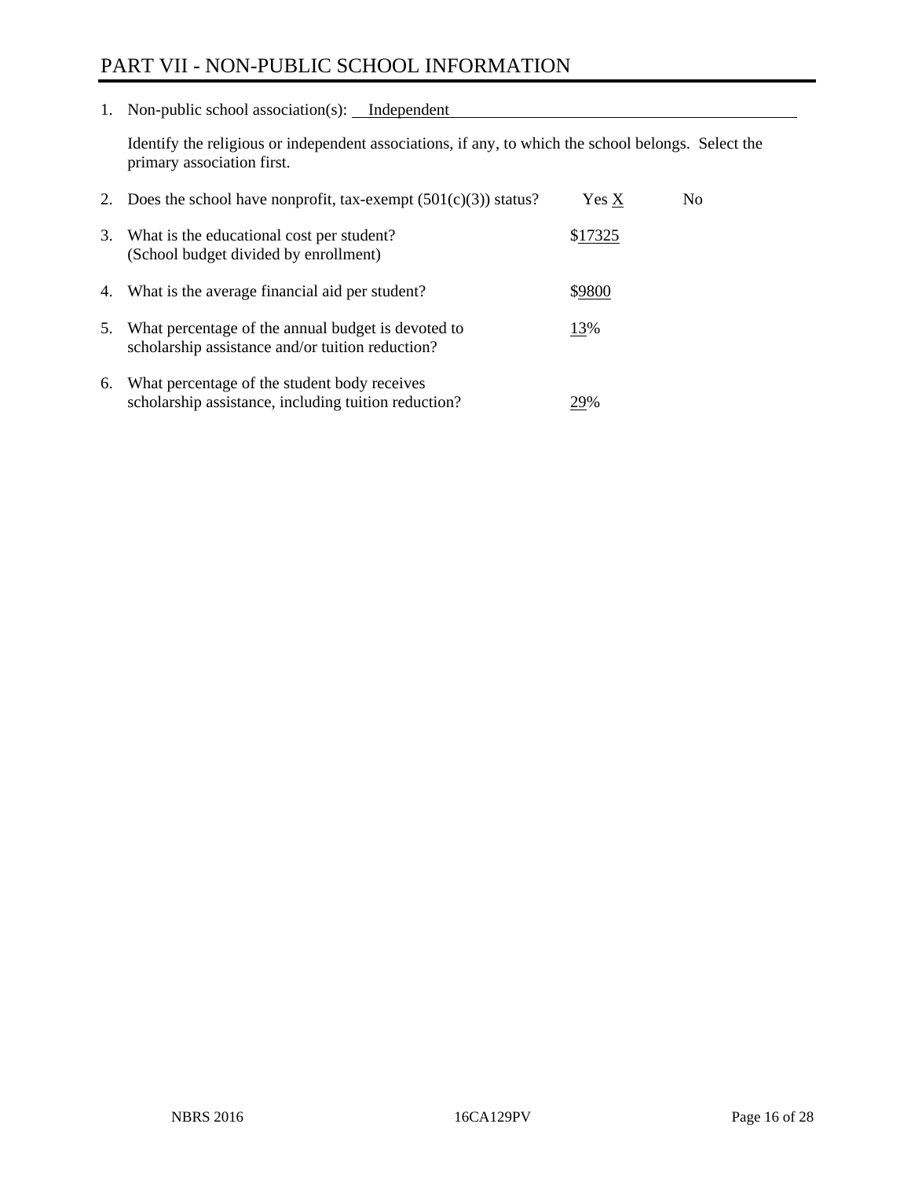# PART VII - NON-PUBLIC SCHOOL INFORMATION

1. Non-public school association(s): Independent

   Identify the religious or independent associations, if any, to which the school belongs. Select the primary association first.

2. Does the school have nonprofit, tax-exempt (501(c)(3)) status? Yes X No

3. What is the educational cost per student? (School budget divided by enrollment) $17325

4. What is the average financial aid per student? $9800

5. What percentage of the annual budget is devoted to scholarship assistance and/or tuition reduction? 13%

6. What percentage of the student body receives scholarship assistance, including tuition reduction? 29%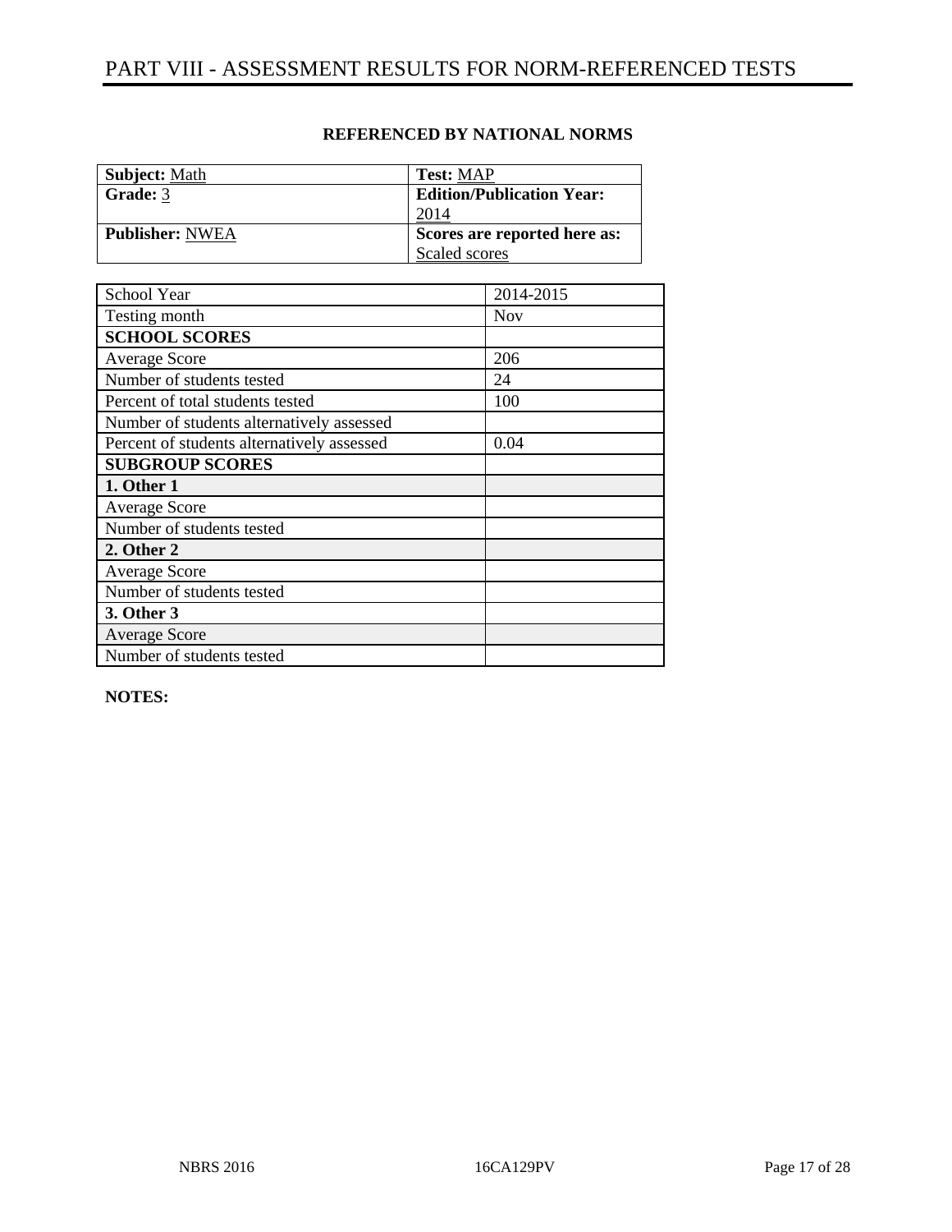# PART VIII - ASSESSMENT RESULTS FOR NORM-REFERENCED TESTS

**REFERENCED BY NATIONAL NORMS**

| **Subject:** Math | **Test:** MAP |
|---|---|
| **Grade:** 3 | **Edition/Publication Year:** 2014 |
| **Publisher:** NWEA | **Scores are reported here as:** Scaled scores |

| School Year | 2014-2015 |
|---|---|
| Testing month | Nov |
| **SCHOOL SCORES** | |
| Average Score | 206 |
| Number of students tested | 24 |
| Percent of total students tested | 100 |
| Number of students alternatively assessed | |
| Percent of students alternatively assessed | 0.04 |
| **SUBGROUP SCORES** | |
| **1. Other 1** | |
| Average Score | |
| Number of students tested | |
| **2. Other 2** | |
| Average Score | |
| Number of students tested | |
| **3. Other 3** | |
| Average Score | |
| Number of students tested | |

**NOTES:**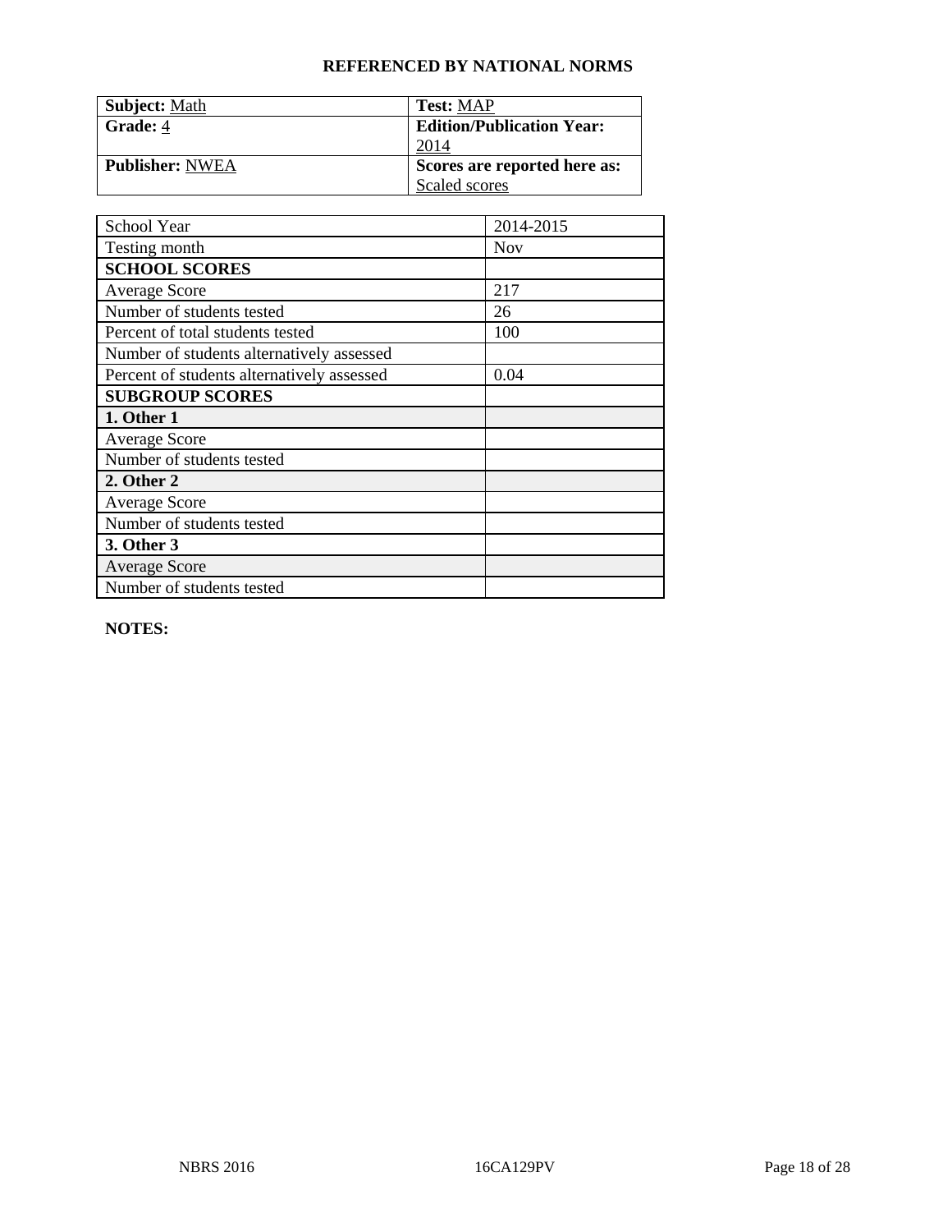## REFERENCED BY NATIONAL NORMS

| **Subject:** Math | **Test:** MAP |
|---|---|
| **Grade:** 4 | **Edition/Publication Year:** 2014 |
| **Publisher:** NWEA | **Scores are reported here as:** Scaled scores |

| School Year | 2014-2015 |
|---|---|
| Testing month | Nov |
| **SCHOOL SCORES** | |
| Average Score | 217 |
| Number of students tested | 26 |
| Percent of total students tested | 100 |
| Number of students alternatively assessed | |
| Percent of students alternatively assessed | 0.04 |
| **SUBGROUP SCORES** | |
| **1. Other 1** | |
| Average Score | |
| Number of students tested | |
| **2. Other 2** | |
| Average Score | |
| Number of students tested | |
| **3. Other 3** | |
| Average Score | |
| Number of students tested | |

**NOTES:**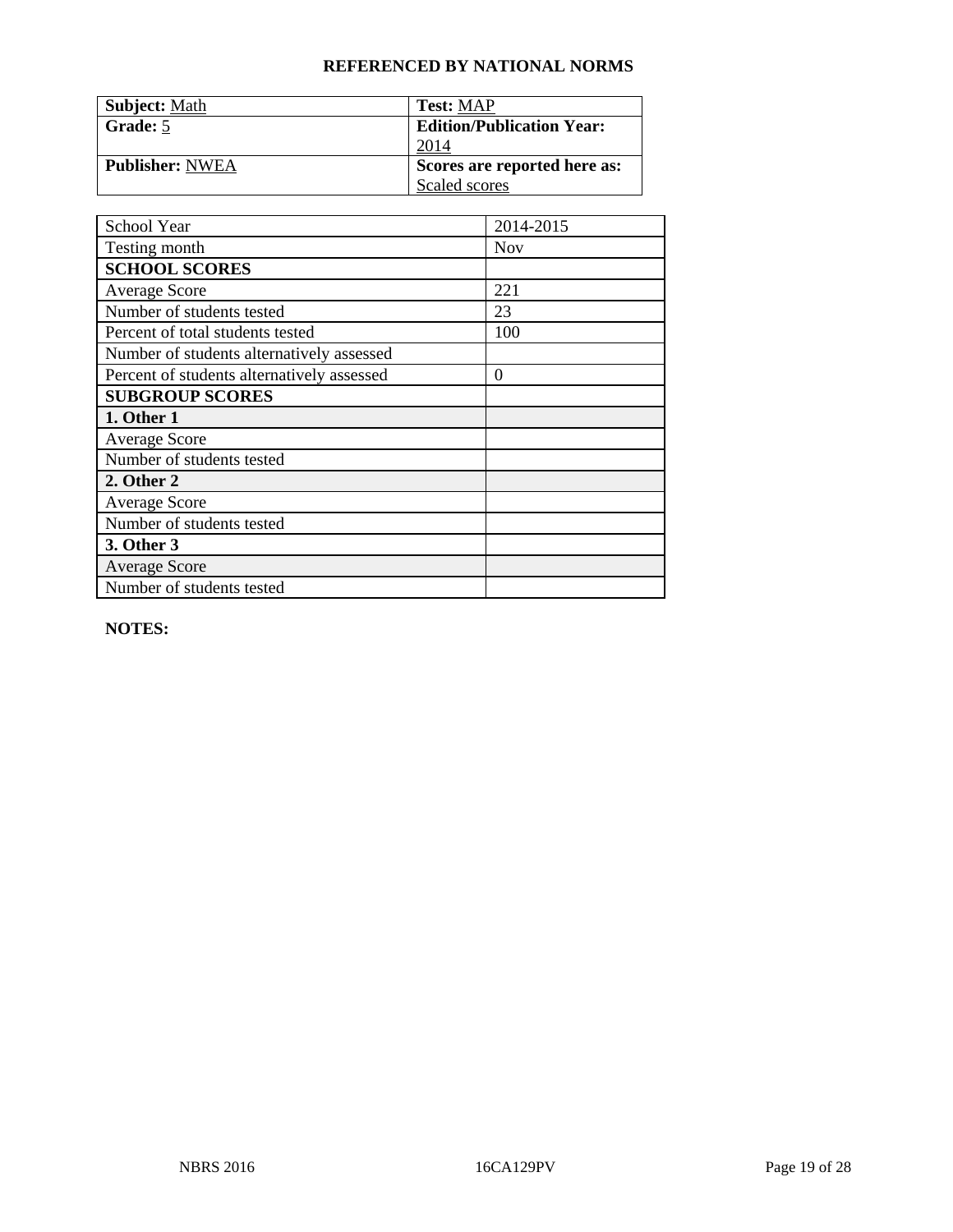## REFERENCED BY NATIONAL NORMS

| **Subject:** Math | **Test:** MAP |
|---|---|
| **Grade:** 5 | **Edition/Publication Year:** 2014 |
| **Publisher:** NWEA | **Scores are reported here as:** Scaled scores |

| School Year | 2014-2015 |
|---|---|
| Testing month | Nov |
| **SCHOOL SCORES** | |
| Average Score | 221 |
| Number of students tested | 23 |
| Percent of total students tested | 100 |
| Number of students alternatively assessed | |
| Percent of students alternatively assessed | 0 |
| **SUBGROUP SCORES** | |
| **1. Other 1** | |
| Average Score | |
| Number of students tested | |
| **2. Other 2** | |
| Average Score | |
| Number of students tested | |
| **3. Other 3** | |
| Average Score | |
| Number of students tested | |

**NOTES:**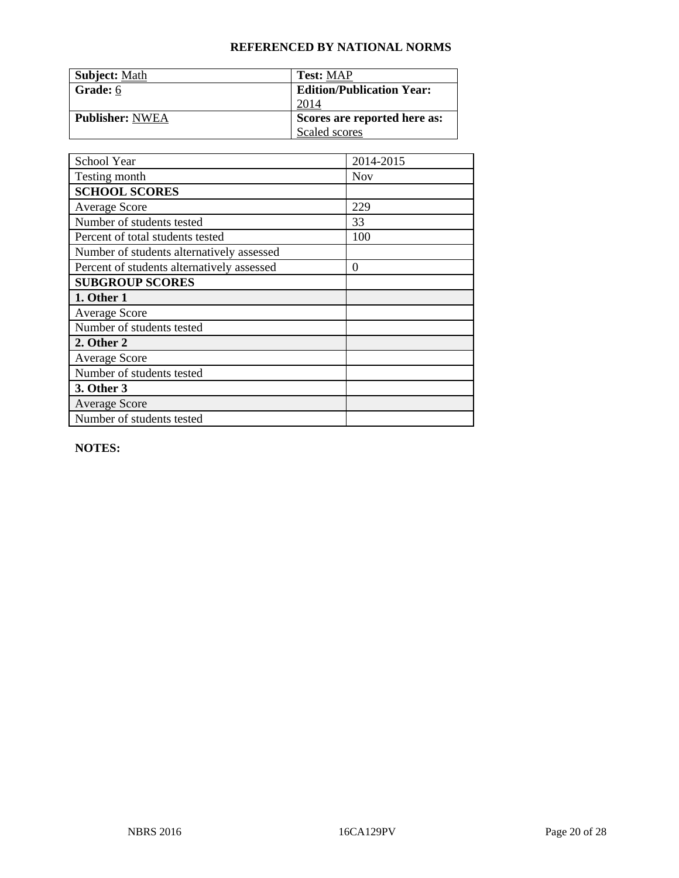### REFERENCED BY NATIONAL NORMS

| **Subject:** Math | **Test:** MAP |
|---|---|
| **Grade:** 6 | **Edition/Publication Year:** 2014 |
| **Publisher:** NWEA | **Scores are reported here as:** Scaled scores |

| School Year | 2014-2015 |
|---|---|
| Testing month | Nov |
| **SCHOOL SCORES** | |
| Average Score | 229 |
| Number of students tested | 33 |
| Percent of total students tested | 100 |
| Number of students alternatively assessed | |
| Percent of students alternatively assessed | 0 |
| **SUBGROUP SCORES** | |
| **1. Other 1** | |
| Average Score | |
| Number of students tested | |
| **2. Other 2** | |
| Average Score | |
| Number of students tested | |
| **3. Other 3** | |
| Average Score | |
| Number of students tested | |

**NOTES:**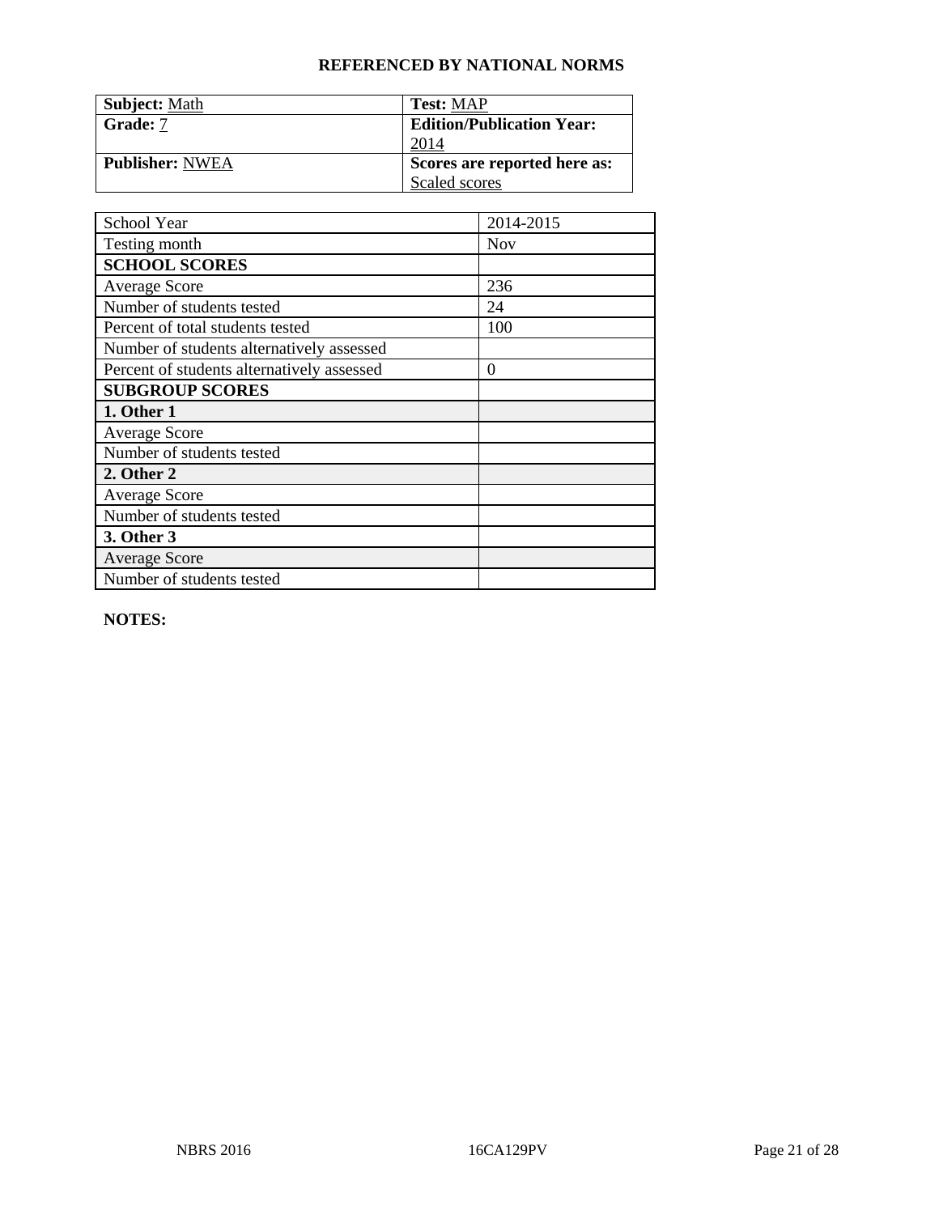**REFERENCED BY NATIONAL NORMS**

| **Subject:** Math | **Test:** MAP |
|---|---|
| **Grade:** 7 | **Edition/Publication Year:** 2014 |
| **Publisher:** NWEA | **Scores are reported here as:** Scaled scores |

| School Year | 2014-2015 |
|---|---|
| Testing month | Nov |
| **SCHOOL SCORES** | |
| Average Score | 236 |
| Number of students tested | 24 |
| Percent of total students tested | 100 |
| Number of students alternatively assessed | |
| Percent of students alternatively assessed | 0 |
| **SUBGROUP SCORES** | |
| **1. Other 1** | |
| Average Score | |
| Number of students tested | |
| **2. Other 2** | |
| Average Score | |
| Number of students tested | |
| **3. Other 3** | |
| Average Score | |
| Number of students tested | |

**NOTES:**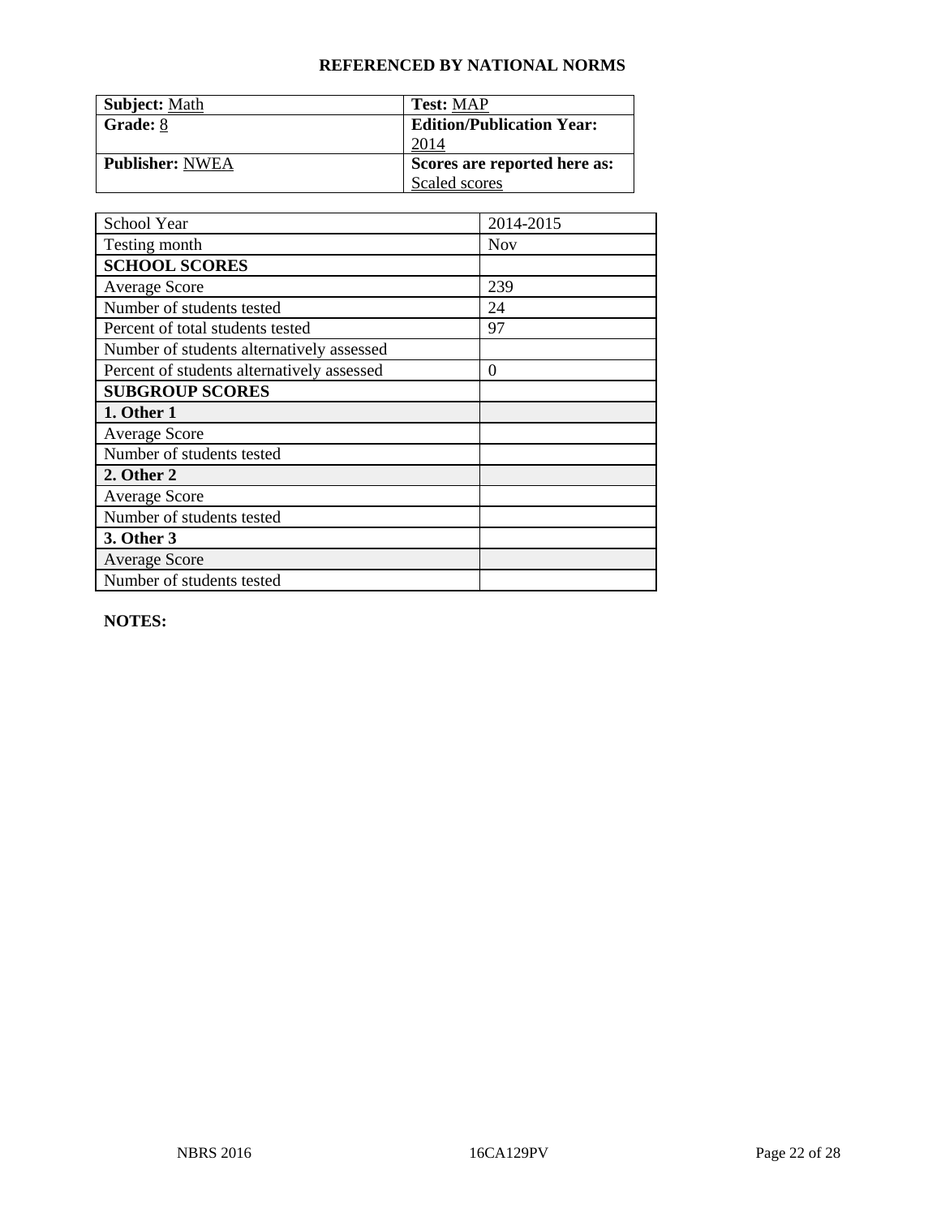## REFERENCED BY NATIONAL NORMS

| **Subject:** Math | **Test:** MAP |
|---|---|
| **Grade:** 8 | **Edition/Publication Year:** 2014 |
| **Publisher:** NWEA | **Scores are reported here as:** Scaled scores |

| School Year | 2014-2015 |
|---|---|
| Testing month | Nov |
| **SCHOOL SCORES** | |
| Average Score | 239 |
| Number of students tested | 24 |
| Percent of total students tested | 97 |
| Number of students alternatively assessed | |
| Percent of students alternatively assessed | 0 |
| **SUBGROUP SCORES** | |
| **1. Other 1** | |
| Average Score | |
| Number of students tested | |
| **2. Other 2** | |
| Average Score | |
| Number of students tested | |
| **3. Other 3** | |
| Average Score | |
| Number of students tested | |

**NOTES:**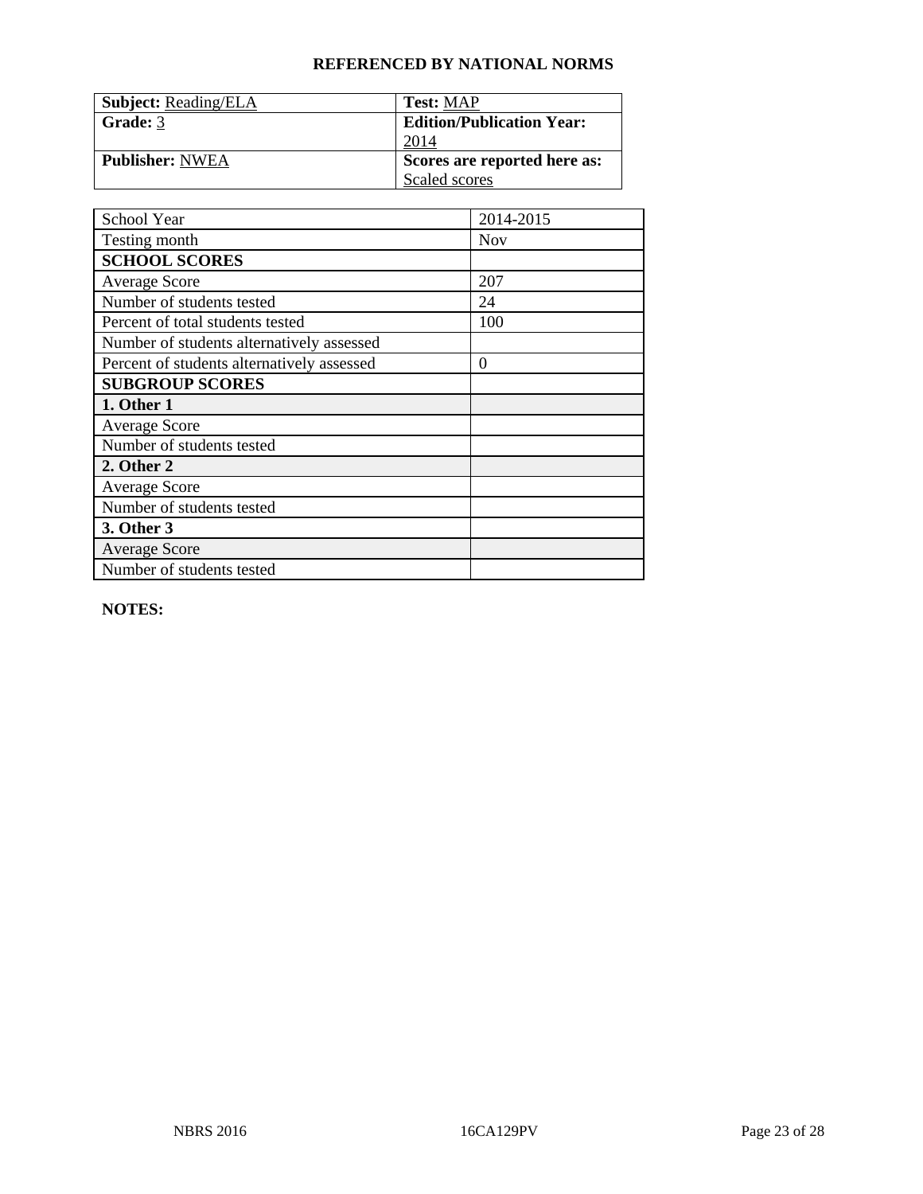## REFERENCED BY NATIONAL NORMS

| **Subject:** Reading/ELA | **Test:** MAP |
|---|---|
| **Grade:** 3 | **Edition/Publication Year:** 2014 |
| **Publisher:** NWEA | **Scores are reported here as:** Scaled scores |

| School Year | 2014-2015 |
|---|---|
| Testing month | Nov |
| **SCHOOL SCORES** | |
| Average Score | 207 |
| Number of students tested | 24 |
| Percent of total students tested | 100 |
| Number of students alternatively assessed | |
| Percent of students alternatively assessed | 0 |
| **SUBGROUP SCORES** | |
| **1. Other 1** | |
| Average Score | |
| Number of students tested | |
| **2. Other 2** | |
| Average Score | |
| Number of students tested | |
| **3. Other 3** | |
| Average Score | |
| Number of students tested | |

**NOTES:**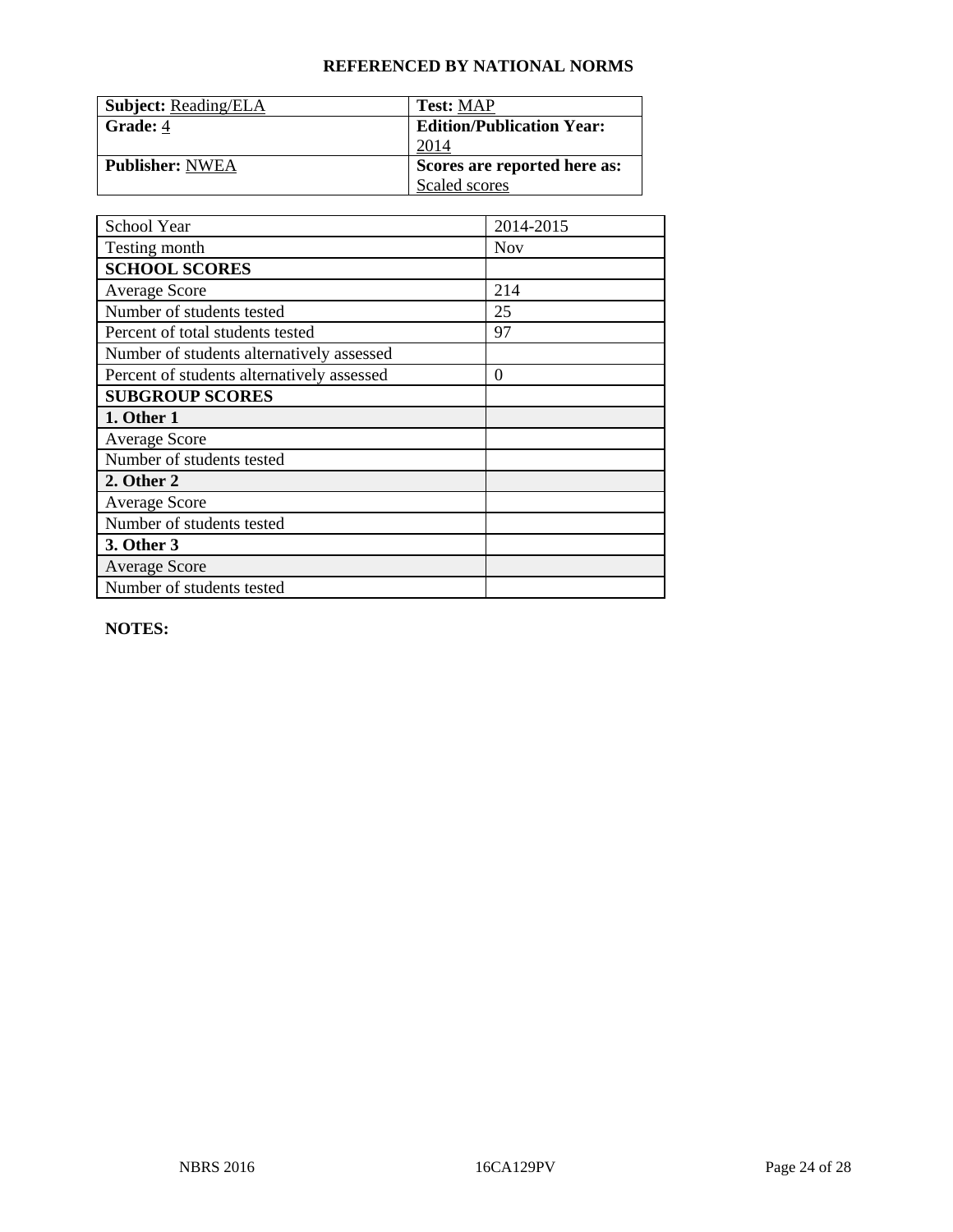**REFERENCED BY NATIONAL NORMS**

| **Subject:** Reading/ELA | **Test:** MAP |
|---|---|
| **Grade:** 4 | **Edition/Publication Year:** 2014 |
| **Publisher:** NWEA | **Scores are reported here as:** Scaled scores |

| School Year | 2014-2015 |
|---|---|
| Testing month | Nov |
| **SCHOOL SCORES** | |
| Average Score | 214 |
| Number of students tested | 25 |
| Percent of total students tested | 97 |
| Number of students alternatively assessed | |
| Percent of students alternatively assessed | 0 |
| **SUBGROUP SCORES** | |
| **1. Other 1** | |
| Average Score | |
| Number of students tested | |
| **2. Other 2** | |
| Average Score | |
| Number of students tested | |
| **3. Other 3** | |
| Average Score | |
| Number of students tested | |

**NOTES:**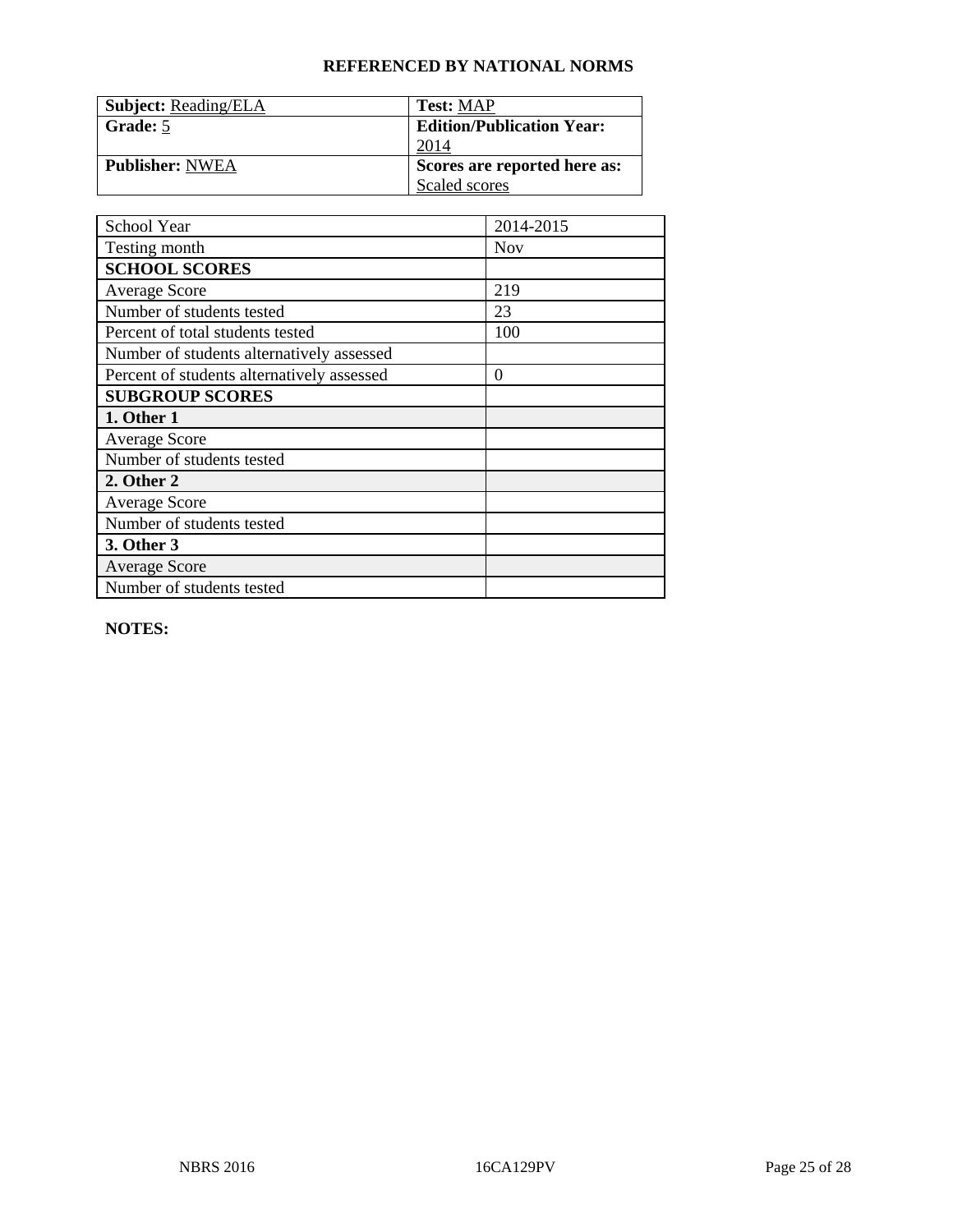**REFERENCED BY NATIONAL NORMS**

| **Subject:** Reading/ELA | **Test:** MAP |
|---|---|
| **Grade:** 5 | **Edition/Publication Year:** 2014 |
| **Publisher:** NWEA | **Scores are reported here as:** Scaled scores |

| School Year | 2014-2015 |
|---|---|
| Testing month | Nov |
| **SCHOOL SCORES** | |
| Average Score | 219 |
| Number of students tested | 23 |
| Percent of total students tested | 100 |
| Number of students alternatively assessed | |
| Percent of students alternatively assessed | 0 |
| **SUBGROUP SCORES** | |
| **1. Other 1** | |
| Average Score | |
| Number of students tested | |
| **2. Other 2** | |
| Average Score | |
| Number of students tested | |
| **3. Other 3** | |
| Average Score | |
| Number of students tested | |

**NOTES:**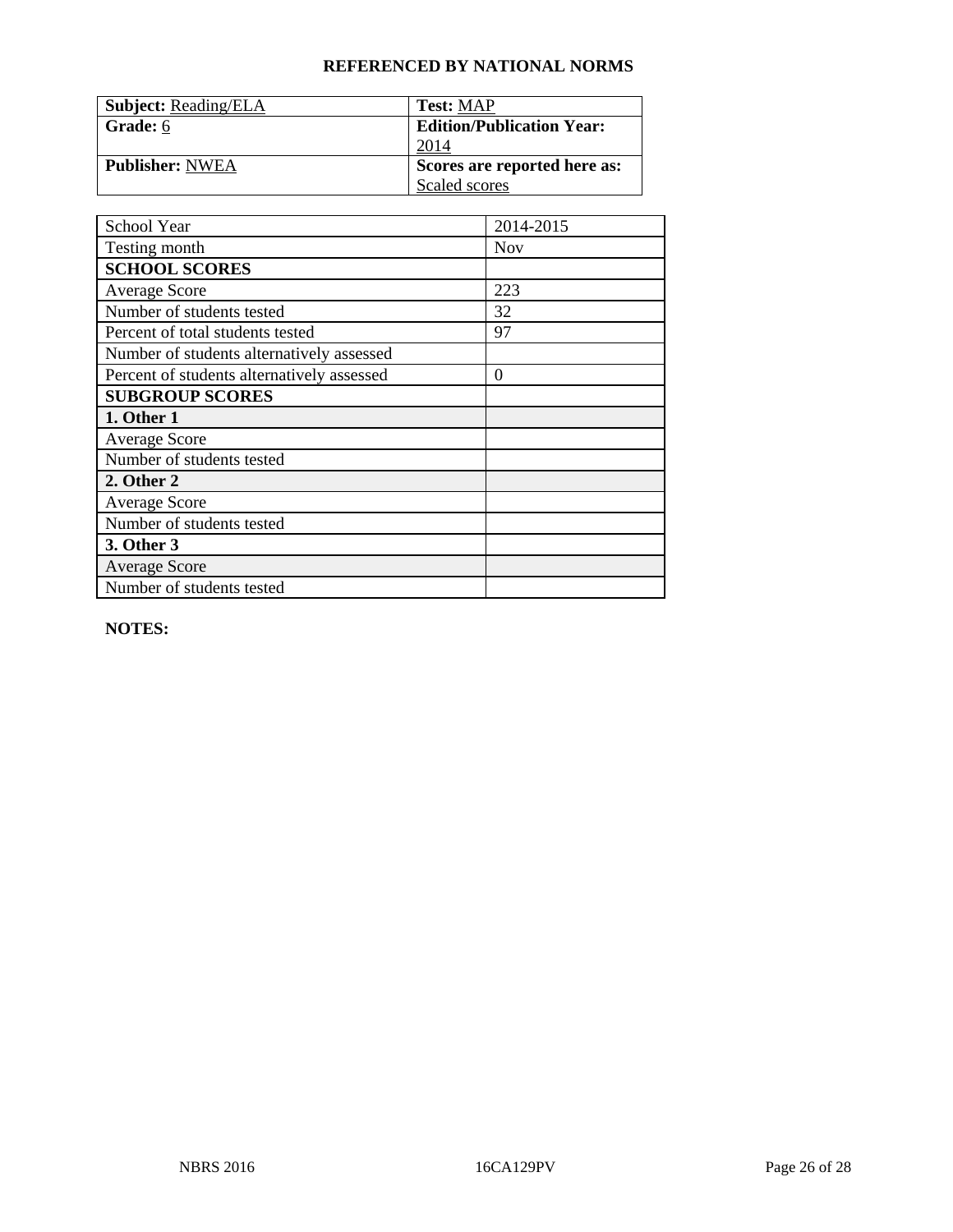## REFERENCED BY NATIONAL NORMS

| Subject: Reading/ELA | Test: MAP |
|---|---|
| Grade: 6 | Edition/Publication Year: 2014 |
| Publisher: NWEA | Scores are reported here as: Scaled scores |

| School Year | 2014-2015 |
|---|---|
| Testing month | Nov |
| **SCHOOL SCORES** | |
| Average Score | 223 |
| Number of students tested | 32 |
| Percent of total students tested | 97 |
| Number of students alternatively assessed | |
| Percent of students alternatively assessed | 0 |
| **SUBGROUP SCORES** | |
| **1. Other 1** | |
| Average Score | |
| Number of students tested | |
| **2. Other 2** | |
| Average Score | |
| Number of students tested | |
| **3. Other 3** | |
| Average Score | |
| Number of students tested | |

**NOTES:**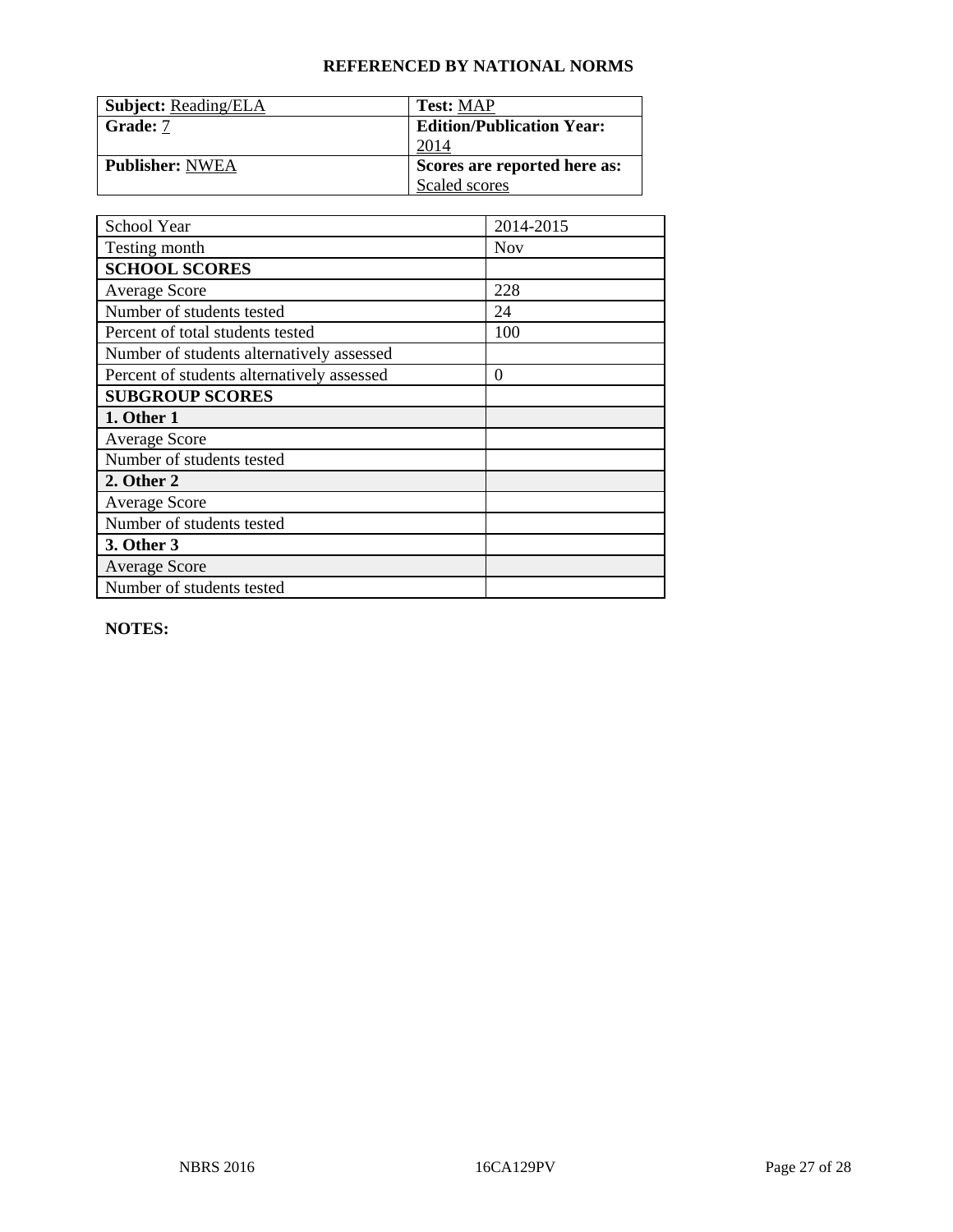**REFERENCED BY NATIONAL NORMS**

| **Subject:** Reading/ELA | **Test:** MAP |
|---|---|
| **Grade:** 7 | **Edition/Publication Year:** 2014 |
| **Publisher:** NWEA | **Scores are reported here as:** Scaled scores |

| School Year | 2014-2015 |
|---|---|
| Testing month | Nov |
| **SCHOOL SCORES** | |
| Average Score | 228 |
| Number of students tested | 24 |
| Percent of total students tested | 100 |
| Number of students alternatively assessed | |
| Percent of students alternatively assessed | 0 |
| **SUBGROUP SCORES** | |
| **1. Other 1** | |
| Average Score | |
| Number of students tested | |
| **2. Other 2** | |
| Average Score | |
| Number of students tested | |
| **3. Other 3** | |
| Average Score | |
| Number of students tested | |

**NOTES:**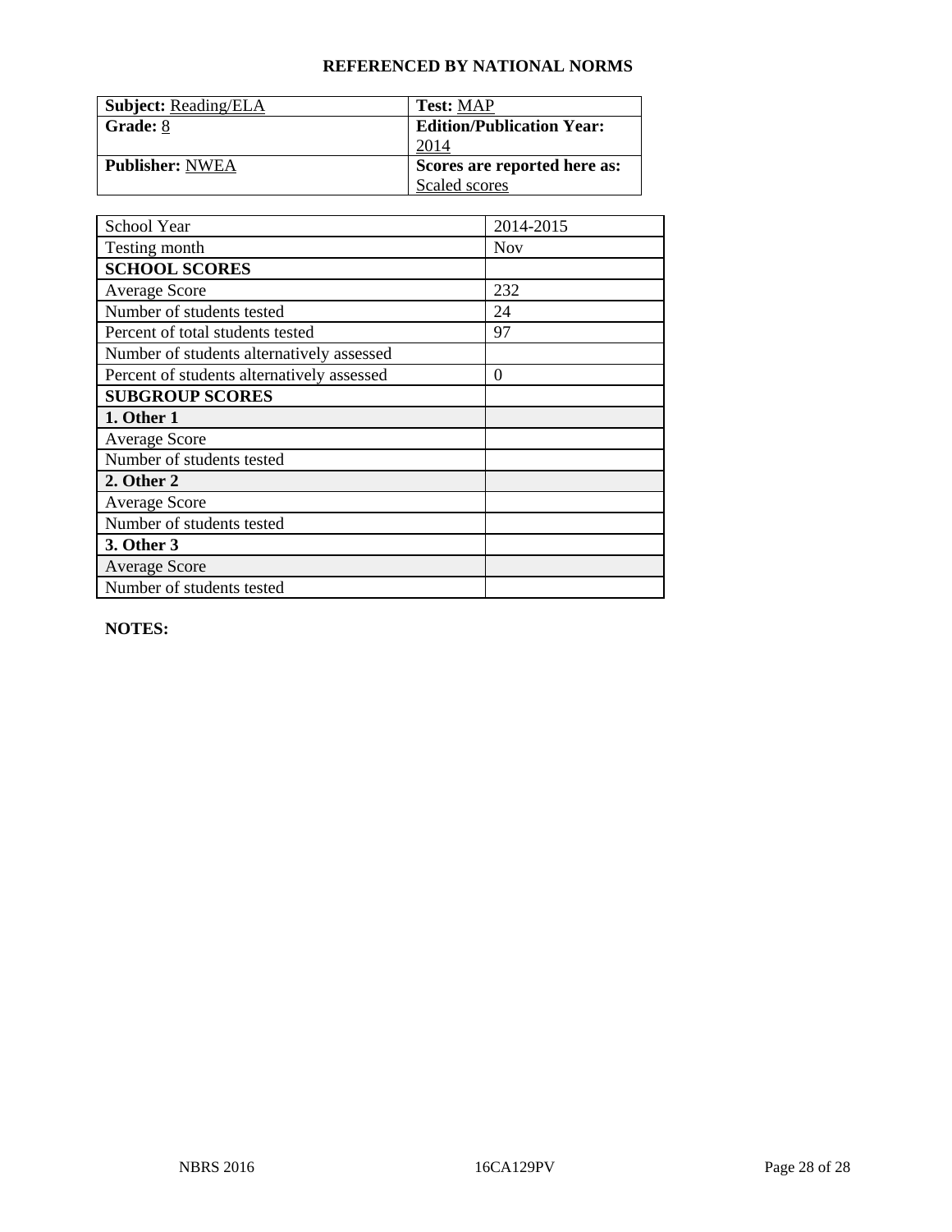**REFERENCED BY NATIONAL NORMS**

| | |
|---|---|
| **Subject:** Reading/ELA | **Test:** MAP |
| **Grade:** 8 | **Edition/Publication Year:** 2014 |
| **Publisher:** NWEA | **Scores are reported here as:** Scaled scores |

| School Year | 2014-2015 |
|---|---|
| Testing month | Nov |
| **SCHOOL SCORES** | |
| Average Score | 232 |
| Number of students tested | 24 |
| Percent of total students tested | 97 |
| Number of students alternatively assessed | |
| Percent of students alternatively assessed | 0 |
| **SUBGROUP SCORES** | |
| **1. Other 1** | |
| Average Score | |
| Number of students tested | |
| **2. Other 2** | |
| Average Score | |
| Number of students tested | |
| **3. Other 3** | |
| Average Score | |
| Number of students tested | |

**NOTES:**